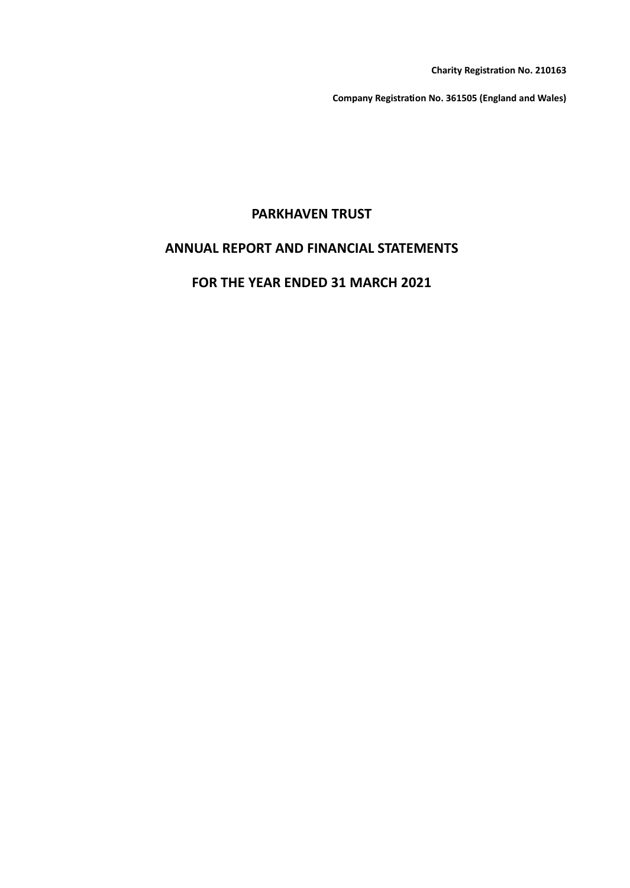**Charity Registration No. 210163**

**Company Registration No. 361505 (England and Wales)**

# PARKHAVEN TRUST

# ANNUAL REPORT AND FINANCIAL STATEMENTS

# FOR THE YEAR ENDED 31 MARCH 2021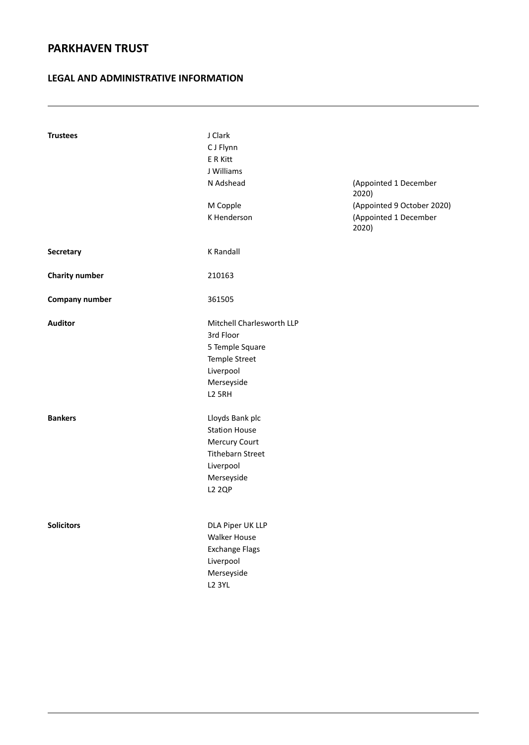# PARKHAVEN TRUST

## LEGAL AND ADMINISTRATIVE INFORMATION

| | | |
|---|---|---|
| **Trustees** | J Clark | |
| | C J Flynn | |
| | E R Kitt | |
| | J Williams | |
| | N Adshead | (Appointed 1 December 2020) |
| | M Copple | (Appointed 9 October 2020) |
| | K Henderson | (Appointed 1 December 2020) |
| **Secretary** | K Randall | |
| **Charity number** | 210163 | |
| **Company number** | 361505 | |
| **Auditor** | Mitchell Charlesworth LLP<br>3rd Floor<br>5 Temple Square<br>Temple Street<br>Liverpool<br>Merseyside<br>L2 5RH | |
| **Bankers** | Lloyds Bank plc<br>Station House<br>Mercury Court<br>Tithebarn Street<br>Liverpool<br>Merseyside<br>L2 2QP | |
| **Solicitors** | DLA Piper UK LLP<br>Walker House<br>Exchange Flags<br>Liverpool<br>Merseyside<br>L2 3YL | |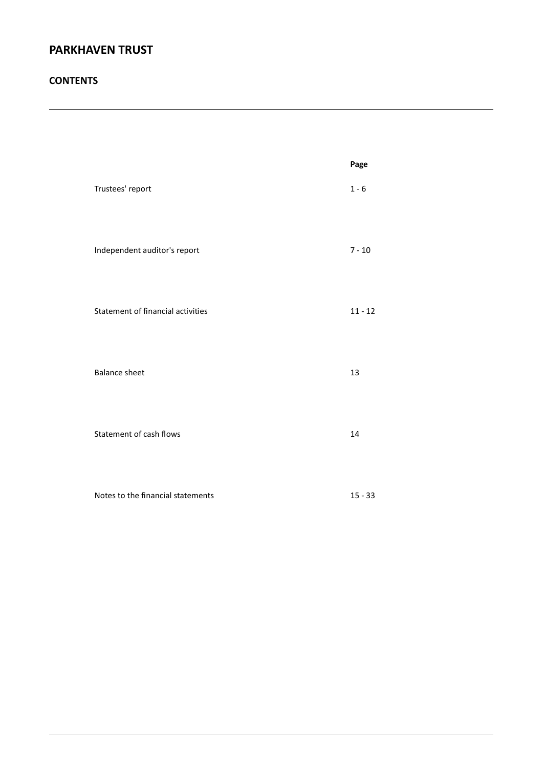# PARKHAVEN TRUST

## CONTENTS

| | Page |
|---|---|
| Trustees' report | 1 - 6 |
| Independent auditor's report | 7 - 10 |
| Statement of financial activities | 11 - 12 |
| Balance sheet | 13 |
| Statement of cash flows | 14 |
| Notes to the financial statements | 15 - 33 |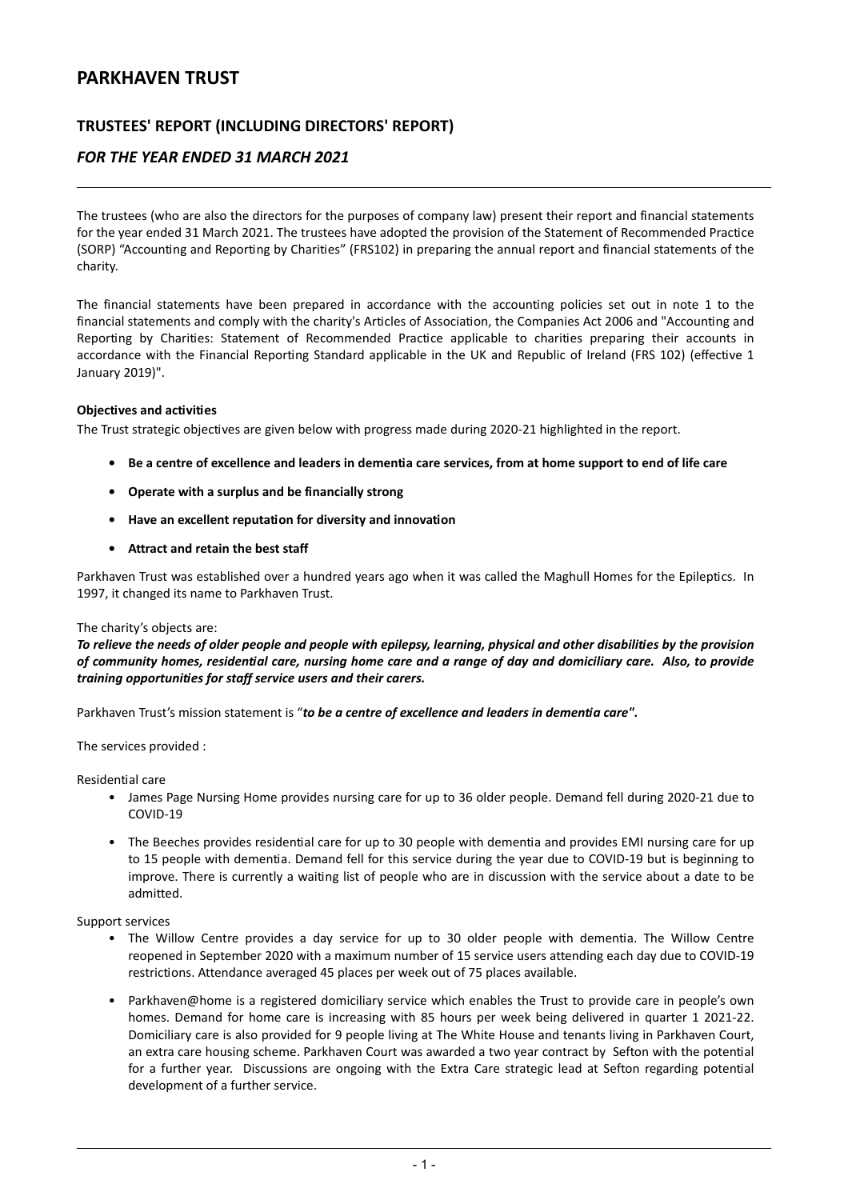# PARKHAVEN TRUST

## TRUSTEES' REPORT (INCLUDING DIRECTORS' REPORT)

### *FOR THE YEAR ENDED 31 MARCH 2021*

The trustees (who are also the directors for the purposes of company law) present their report and financial statements for the year ended 31 March 2021. The trustees have adopted the provision of the Statement of Recommended Practice (SORP) "Accounting and Reporting by Charities" (FRS102) in preparing the annual report and financial statements of the charity.

The financial statements have been prepared in accordance with the accounting policies set out in note 1 to the financial statements and comply with the charity's Articles of Association, the Companies Act 2006 and "Accounting and Reporting by Charities: Statement of Recommended Practice applicable to charities preparing their accounts in accordance with the Financial Reporting Standard applicable in the UK and Republic of Ireland (FRS 102) (effective 1 January 2019)".

**Objectives and activities**

The Trust strategic objectives are given below with progress made during 2020-21 highlighted in the report.

- **Be a centre of excellence and leaders in dementia care services, from at home support to end of life care**
- **Operate with a surplus and be financially strong**
- **Have an excellent reputation for diversity and innovation**
- **Attract and retain the best staff**

Parkhaven Trust was established over a hundred years ago when it was called the Maghull Homes for the Epileptics. In 1997, it changed its name to Parkhaven Trust.

The charity's objects are:

***To relieve the needs of older people and people with epilepsy, learning, physical and other disabilities by the provision of community homes, residential care, nursing home care and a range of day and domiciliary care. Also, to provide training opportunities for staff service users and their carers.***

Parkhaven Trust's mission statement is "***to be a centre of excellence and leaders in dementia care".***

The services provided :

Residential care

- James Page Nursing Home provides nursing care for up to 36 older people. Demand fell during 2020-21 due to COVID-19
- The Beeches provides residential care for up to 30 people with dementia and provides EMI nursing care for up to 15 people with dementia. Demand fell for this service during the year due to COVID-19 but is beginning to improve. There is currently a waiting list of people who are in discussion with the service about a date to be admitted.

Support services

- The Willow Centre provides a day service for up to 30 older people with dementia. The Willow Centre reopened in September 2020 with a maximum number of 15 service users attending each day due to COVID-19 restrictions. Attendance averaged 45 places per week out of 75 places available.
- Parkhaven@home is a registered domiciliary service which enables the Trust to provide care in people's own homes. Demand for home care is increasing with 85 hours per week being delivered in quarter 1 2021-22. Domiciliary care is also provided for 9 people living at The White House and tenants living in Parkhaven Court, an extra care housing scheme. Parkhaven Court was awarded a two year contract by Sefton with the potential for a further year. Discussions are ongoing with the Extra Care strategic lead at Sefton regarding potential development of a further service.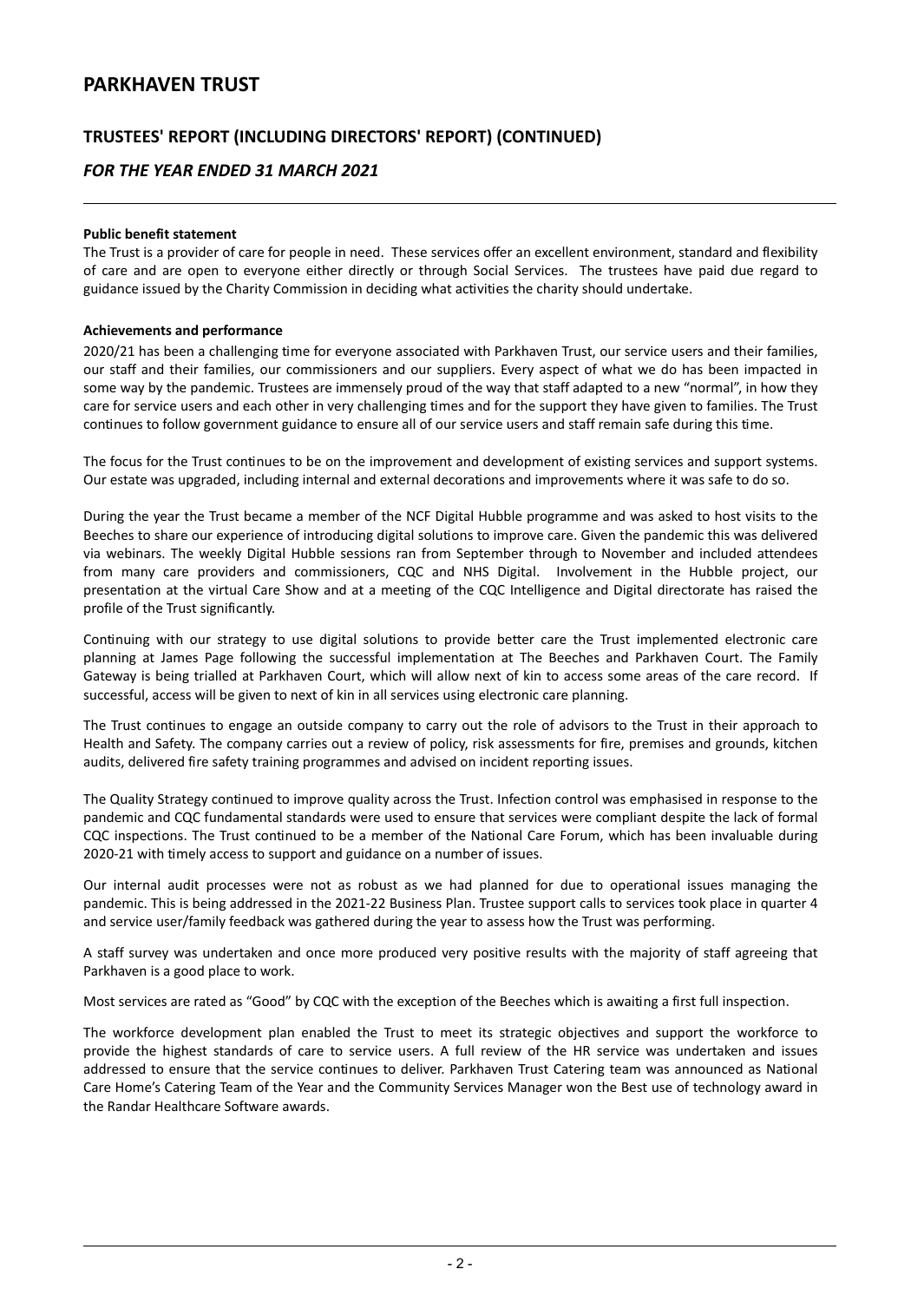**Public benefit statement**

The Trust is a provider of care for people in need. These services offer an excellent environment, standard and flexibility of care and are open to everyone either directly or through Social Services. The trustees have paid due regard to guidance issued by the Charity Commission in deciding what activities the charity should undertake.

**Achievements and performance**

2020/21 has been a challenging time for everyone associated with Parkhaven Trust, our service users and their families, our staff and their families, our commissioners and our suppliers. Every aspect of what we do has been impacted in some way by the pandemic. Trustees are immensely proud of the way that staff adapted to a new "normal", in how they care for service users and each other in very challenging times and for the support they have given to families. The Trust continues to follow government guidance to ensure all of our service users and staff remain safe during this time.

The focus for the Trust continues to be on the improvement and development of existing services and support systems. Our estate was upgraded, including internal and external decorations and improvements where it was safe to do so.

During the year the Trust became a member of the NCF Digital Hubble programme and was asked to host visits to the Beeches to share our experience of introducing digital solutions to improve care. Given the pandemic this was delivered via webinars. The weekly Digital Hubble sessions ran from September through to November and included attendees from many care providers and commissioners, CQC and NHS Digital. Involvement in the Hubble project, our presentation at the virtual Care Show and at a meeting of the CQC Intelligence and Digital directorate has raised the profile of the Trust significantly.

Continuing with our strategy to use digital solutions to provide better care the Trust implemented electronic care planning at James Page following the successful implementation at The Beeches and Parkhaven Court. The Family Gateway is being trialled at Parkhaven Court, which will allow next of kin to access some areas of the care record. If successful, access will be given to next of kin in all services using electronic care planning.

The Trust continues to engage an outside company to carry out the role of advisors to the Trust in their approach to Health and Safety. The company carries out a review of policy, risk assessments for fire, premises and grounds, kitchen audits, delivered fire safety training programmes and advised on incident reporting issues.

The Quality Strategy continued to improve quality across the Trust. Infection control was emphasised in response to the pandemic and CQC fundamental standards were used to ensure that services were compliant despite the lack of formal CQC inspections. The Trust continued to be a member of the National Care Forum, which has been invaluable during 2020-21 with timely access to support and guidance on a number of issues.

Our internal audit processes were not as robust as we had planned for due to operational issues managing the pandemic. This is being addressed in the 2021-22 Business Plan. Trustee support calls to services took place in quarter 4 and service user/family feedback was gathered during the year to assess how the Trust was performing.

A staff survey was undertaken and once more produced very positive results with the majority of staff agreeing that Parkhaven is a good place to work.

Most services are rated as "Good" by CQC with the exception of the Beeches which is awaiting a first full inspection.

The workforce development plan enabled the Trust to meet its strategic objectives and support the workforce to provide the highest standards of care to service users. A full review of the HR service was undertaken and issues addressed to ensure that the service continues to deliver. Parkhaven Trust Catering team was announced as National Care Home's Catering Team of the Year and the Community Services Manager won the Best use of technology award in the Randar Healthcare Software awards.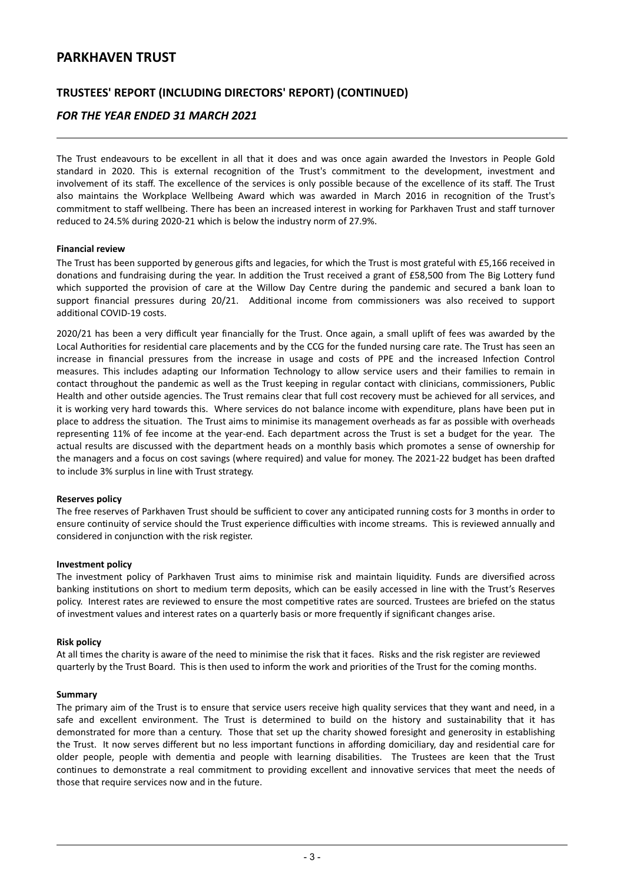The Trust endeavours to be excellent in all that it does and was once again awarded the Investors in People Gold standard in 2020. This is external recognition of the Trust's commitment to the development, investment and involvement of its staff. The excellence of the services is only possible because of the excellence of its staff. The Trust also maintains the Workplace Wellbeing Award which was awarded in March 2016 in recognition of the Trust's commitment to staff wellbeing. There has been an increased interest in working for Parkhaven Trust and staff turnover reduced to 24.5% during 2020-21 which is below the industry norm of 27.9%.

**Financial review**

The Trust has been supported by generous gifts and legacies, for which the Trust is most grateful with £5,166 received in donations and fundraising during the year. In addition the Trust received a grant of £58,500 from The Big Lottery fund which supported the provision of care at the Willow Day Centre during the pandemic and secured a bank loan to support financial pressures during 20/21. Additional income from commissioners was also received to support additional COVID-19 costs.

2020/21 has been a very difficult year financially for the Trust. Once again, a small uplift of fees was awarded by the Local Authorities for residential care placements and by the CCG for the funded nursing care rate. The Trust has seen an increase in financial pressures from the increase in usage and costs of PPE and the increased Infection Control measures. This includes adapting our Information Technology to allow service users and their families to remain in contact throughout the pandemic as well as the Trust keeping in regular contact with clinicians, commissioners, Public Health and other outside agencies. The Trust remains clear that full cost recovery must be achieved for all services, and it is working very hard towards this. Where services do not balance income with expenditure, plans have been put in place to address the situation. The Trust aims to minimise its management overheads as far as possible with overheads representing 11% of fee income at the year-end. Each department across the Trust is set a budget for the year. The actual results are discussed with the department heads on a monthly basis which promotes a sense of ownership for the managers and a focus on cost savings (where required) and value for money. The 2021-22 budget has been drafted to include 3% surplus in line with Trust strategy.

**Reserves policy**

The free reserves of Parkhaven Trust should be sufficient to cover any anticipated running costs for 3 months in order to ensure continuity of service should the Trust experience difficulties with income streams. This is reviewed annually and considered in conjunction with the risk register.

**Investment policy**

The investment policy of Parkhaven Trust aims to minimise risk and maintain liquidity. Funds are diversified across banking institutions on short to medium term deposits, which can be easily accessed in line with the Trust's Reserves policy. Interest rates are reviewed to ensure the most competitive rates are sourced. Trustees are briefed on the status of investment values and interest rates on a quarterly basis or more frequently if significant changes arise.

**Risk policy**

At all times the charity is aware of the need to minimise the risk that it faces. Risks and the risk register are reviewed quarterly by the Trust Board. This is then used to inform the work and priorities of the Trust for the coming months.

**Summary**

The primary aim of the Trust is to ensure that service users receive high quality services that they want and need, in a safe and excellent environment. The Trust is determined to build on the history and sustainability that it has demonstrated for more than a century. Those that set up the charity showed foresight and generosity in establishing the Trust. It now serves different but no less important functions in affording domiciliary, day and residential care for older people, people with dementia and people with learning disabilities. The Trustees are keen that the Trust continues to demonstrate a real commitment to providing excellent and innovative services that meet the needs of those that require services now and in the future.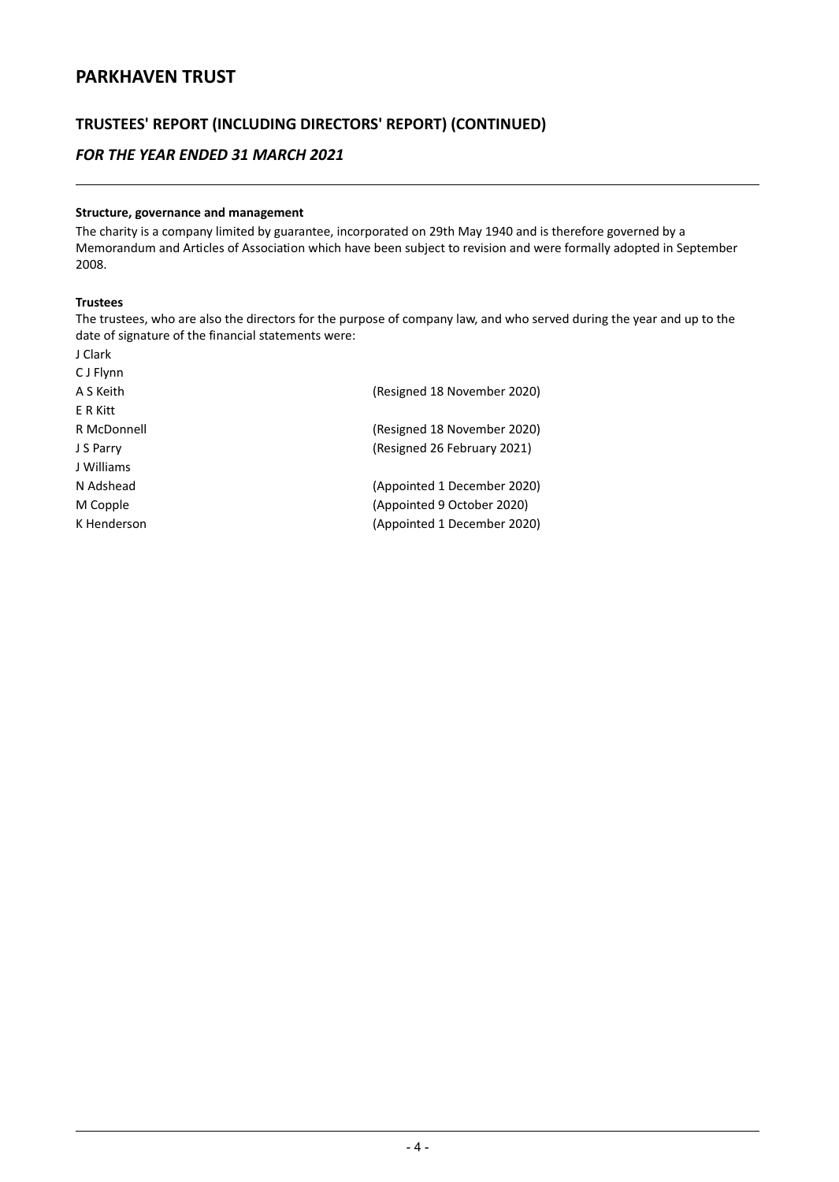# PARKHAVEN TRUST

## TRUSTEES' REPORT (INCLUDING DIRECTORS' REPORT) (CONTINUED)

### *FOR THE YEAR ENDED 31 MARCH 2021*

**Structure, governance and management**

The charity is a company limited by guarantee, incorporated on 29th May 1940 and is therefore governed by a Memorandum and Articles of Association which have been subject to revision and were formally adopted in September 2008.

**Trustees**

The trustees, who are also the directors for the purpose of company law, and who served during the year and up to the date of signature of the financial statements were:

| | |
|---|---|
| J Clark | |
| C J Flynn | |
| A S Keith | (Resigned 18 November 2020) |
| E R Kitt | |
| R McDonnell | (Resigned 18 November 2020) |
| J S Parry | (Resigned 26 February 2021) |
| J Williams | |
| N Adshead | (Appointed 1 December 2020) |
| M Copple | (Appointed 9 October 2020) |
| K Henderson | (Appointed 1 December 2020) |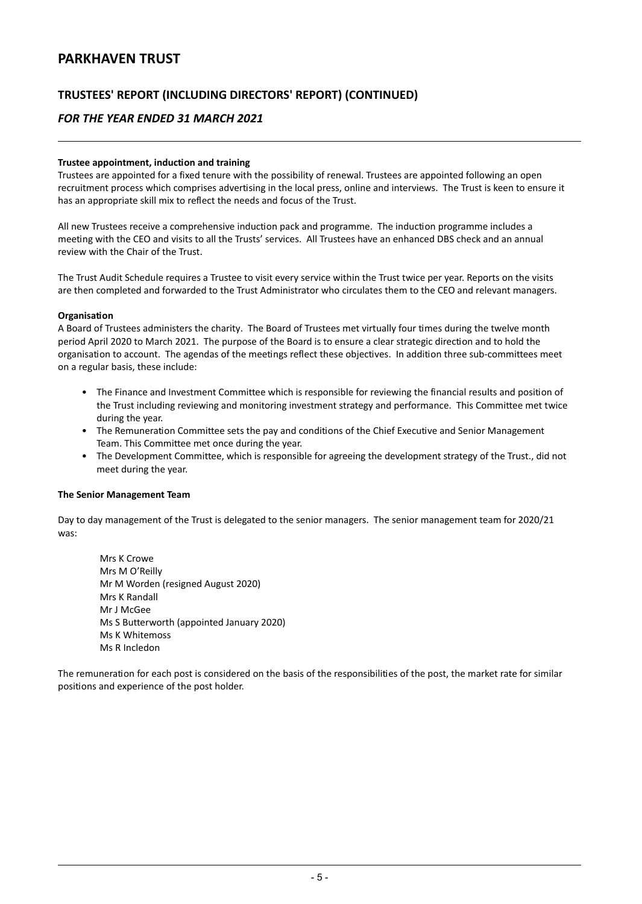## Trustee appointment, induction and training

Trustees are appointed for a fixed tenure with the possibility of renewal. Trustees are appointed following an open recruitment process which comprises advertising in the local press, online and interviews. The Trust is keen to ensure it has an appropriate skill mix to reflect the needs and focus of the Trust.

All new Trustees receive a comprehensive induction pack and programme. The induction programme includes a meeting with the CEO and visits to all the Trusts' services. All Trustees have an enhanced DBS check and an annual review with the Chair of the Trust.

The Trust Audit Schedule requires a Trustee to visit every service within the Trust twice per year. Reports on the visits are then completed and forwarded to the Trust Administrator who circulates them to the CEO and relevant managers.

## Organisation

A Board of Trustees administers the charity. The Board of Trustees met virtually four times during the twelve month period April 2020 to March 2021. The purpose of the Board is to ensure a clear strategic direction and to hold the organisation to account. The agendas of the meetings reflect these objectives. In addition three sub-committees meet on a regular basis, these include:

- The Finance and Investment Committee which is responsible for reviewing the financial results and position of the Trust including reviewing and monitoring investment strategy and performance. This Committee met twice during the year.
- The Remuneration Committee sets the pay and conditions of the Chief Executive and Senior Management Team. This Committee met once during the year.
- The Development Committee, which is responsible for agreeing the development strategy of the Trust., did not meet during the year.

## The Senior Management Team

Day to day management of the Trust is delegated to the senior managers. The senior management team for 2020/21 was:

Mrs K Crowe
Mrs M O'Reilly
Mr M Worden (resigned August 2020)
Mrs K Randall
Mr J McGee
Ms S Butterworth (appointed January 2020)
Ms K Whitemoss
Ms R Incledon

The remuneration for each post is considered on the basis of the responsibilities of the post, the market rate for similar positions and experience of the post holder.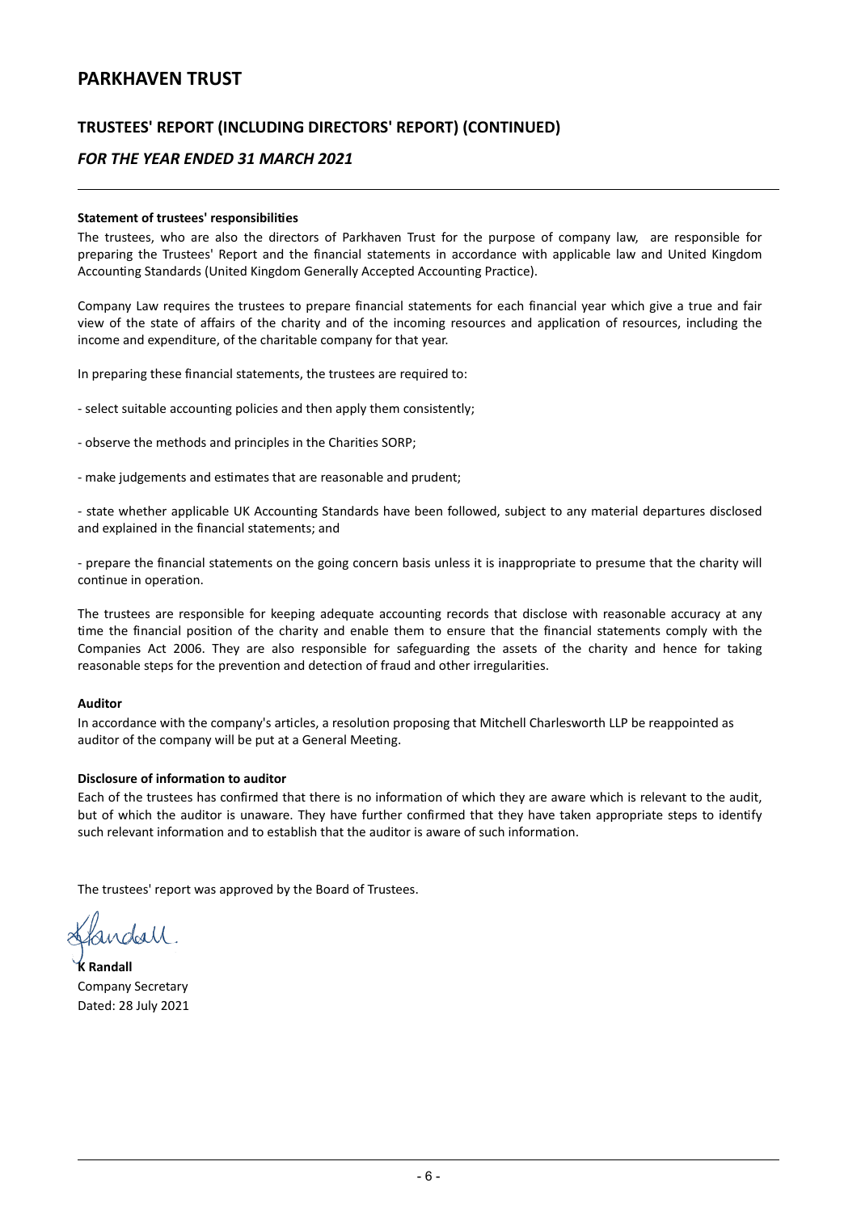## Statement of trustees' responsibilities

The trustees, who are also the directors of Parkhaven Trust for the purpose of company law, are responsible for preparing the Trustees' Report and the financial statements in accordance with applicable law and United Kingdom Accounting Standards (United Kingdom Generally Accepted Accounting Practice).

Company Law requires the trustees to prepare financial statements for each financial year which give a true and fair view of the state of affairs of the charity and of the incoming resources and application of resources, including the income and expenditure, of the charitable company for that year.

In preparing these financial statements, the trustees are required to:

- select suitable accounting policies and then apply them consistently;

- observe the methods and principles in the Charities SORP;

- make judgements and estimates that are reasonable and prudent;

- state whether applicable UK Accounting Standards have been followed, subject to any material departures disclosed and explained in the financial statements; and

- prepare the financial statements on the going concern basis unless it is inappropriate to presume that the charity will continue in operation.

The trustees are responsible for keeping adequate accounting records that disclose with reasonable accuracy at any time the financial position of the charity and enable them to ensure that the financial statements comply with the Companies Act 2006. They are also responsible for safeguarding the assets of the charity and hence for taking reasonable steps for the prevention and detection of fraud and other irregularities.

## Auditor

In accordance with the company's articles, a resolution proposing that Mitchell Charlesworth LLP be reappointed as auditor of the company will be put at a General Meeting.

## Disclosure of information to auditor

Each of the trustees has confirmed that there is no information of which they are aware which is relevant to the audit, but of which the auditor is unaware. They have further confirmed that they have taken appropriate steps to identify such relevant information and to establish that the auditor is aware of such information.

The trustees' report was approved by the Board of Trustees.

**K Randall**
Company Secretary
Dated: 28 July 2021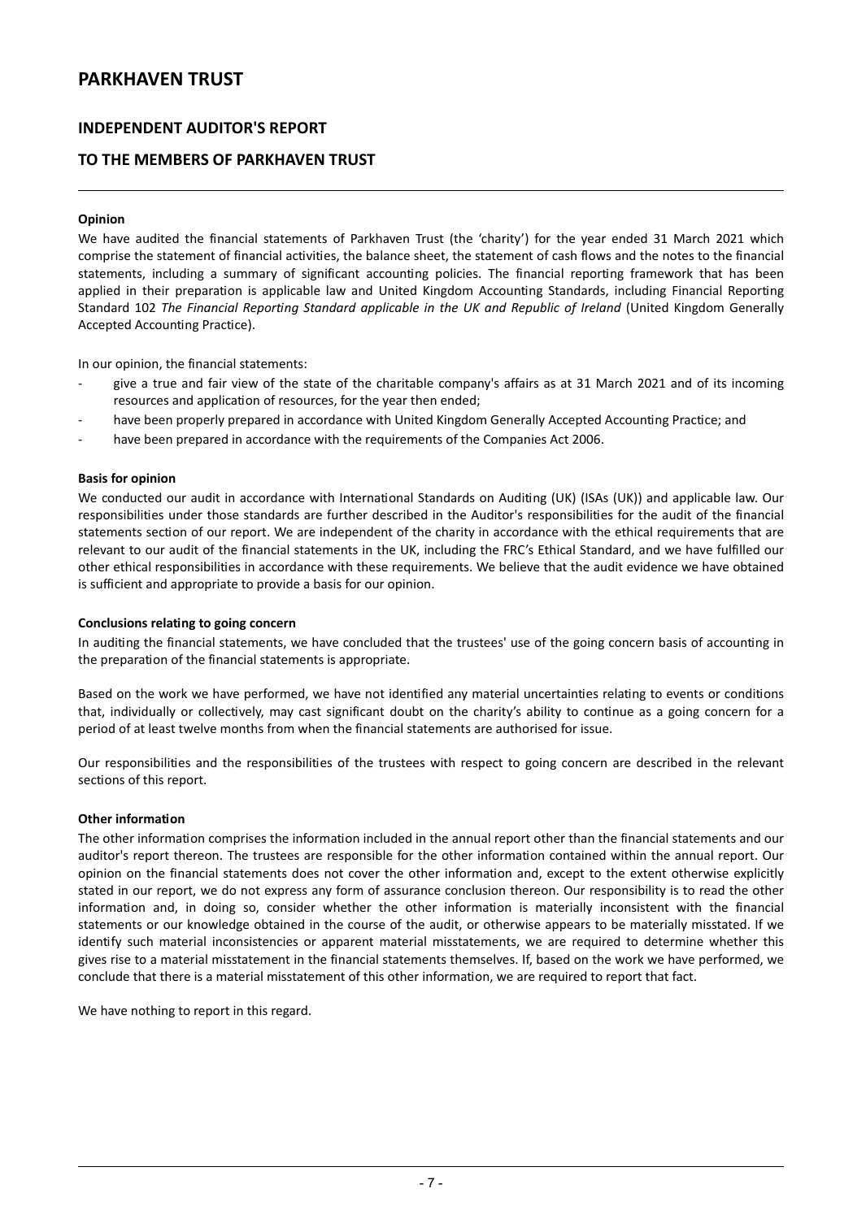# PARKHAVEN TRUST

## INDEPENDENT AUDITOR'S REPORT

## TO THE MEMBERS OF PARKHAVEN TRUST

**Opinion**

We have audited the financial statements of Parkhaven Trust (the 'charity') for the year ended 31 March 2021 which comprise the statement of financial activities, the balance sheet, the statement of cash flows and the notes to the financial statements, including a summary of significant accounting policies. The financial reporting framework that has been applied in their preparation is applicable law and United Kingdom Accounting Standards, including Financial Reporting Standard 102 *The Financial Reporting Standard applicable in the UK and Republic of Ireland* (United Kingdom Generally Accepted Accounting Practice).

In our opinion, the financial statements:

- give a true and fair view of the state of the charitable company's affairs as at 31 March 2021 and of its incoming resources and application of resources, for the year then ended;
- have been properly prepared in accordance with United Kingdom Generally Accepted Accounting Practice; and
- have been prepared in accordance with the requirements of the Companies Act 2006.

**Basis for opinion**

We conducted our audit in accordance with International Standards on Auditing (UK) (ISAs (UK)) and applicable law. Our responsibilities under those standards are further described in the Auditor's responsibilities for the audit of the financial statements section of our report. We are independent of the charity in accordance with the ethical requirements that are relevant to our audit of the financial statements in the UK, including the FRC's Ethical Standard, and we have fulfilled our other ethical responsibilities in accordance with these requirements. We believe that the audit evidence we have obtained is sufficient and appropriate to provide a basis for our opinion.

**Conclusions relating to going concern**

In auditing the financial statements, we have concluded that the trustees' use of the going concern basis of accounting in the preparation of the financial statements is appropriate.

Based on the work we have performed, we have not identified any material uncertainties relating to events or conditions that, individually or collectively, may cast significant doubt on the charity's ability to continue as a going concern for a period of at least twelve months from when the financial statements are authorised for issue.

Our responsibilities and the responsibilities of the trustees with respect to going concern are described in the relevant sections of this report.

**Other information**

The other information comprises the information included in the annual report other than the financial statements and our auditor's report thereon. The trustees are responsible for the other information contained within the annual report. Our opinion on the financial statements does not cover the other information and, except to the extent otherwise explicitly stated in our report, we do not express any form of assurance conclusion thereon. Our responsibility is to read the other information and, in doing so, consider whether the other information is materially inconsistent with the financial statements or our knowledge obtained in the course of the audit, or otherwise appears to be materially misstated. If we identify such material inconsistencies or apparent material misstatements, we are required to determine whether this gives rise to a material misstatement in the financial statements themselves. If, based on the work we have performed, we conclude that there is a material misstatement of this other information, we are required to report that fact.

We have nothing to report in this regard.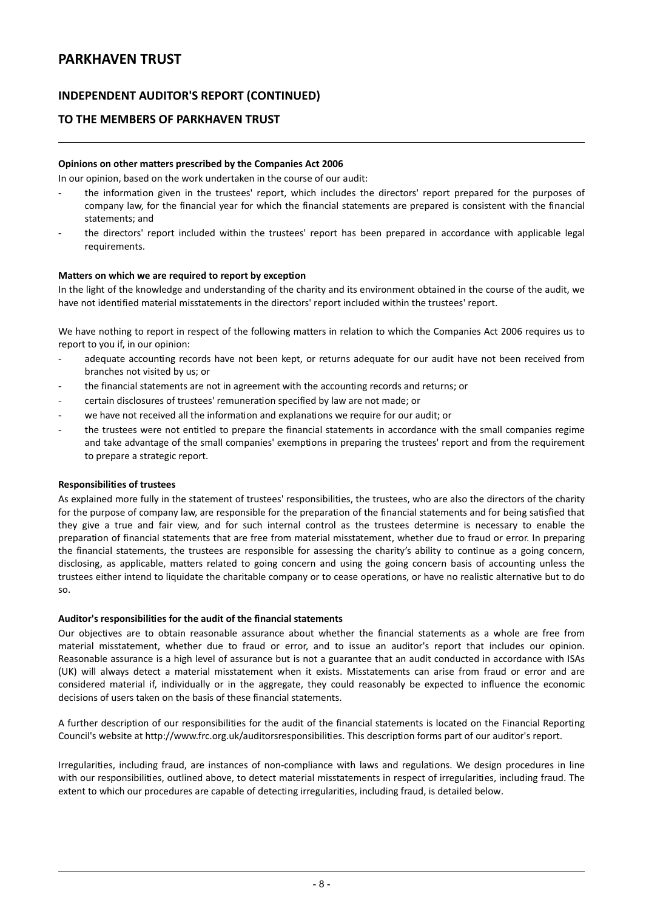# PARKHAVEN TRUST

## INDEPENDENT AUDITOR'S REPORT (CONTINUED)

## TO THE MEMBERS OF PARKHAVEN TRUST

**Opinions on other matters prescribed by the Companies Act 2006**

In our opinion, based on the work undertaken in the course of our audit:

- the information given in the trustees' report, which includes the directors' report prepared for the purposes of company law, for the financial year for which the financial statements are prepared is consistent with the financial statements; and
- the directors' report included within the trustees' report has been prepared in accordance with applicable legal requirements.

**Matters on which we are required to report by exception**

In the light of the knowledge and understanding of the charity and its environment obtained in the course of the audit, we have not identified material misstatements in the directors' report included within the trustees' report.

We have nothing to report in respect of the following matters in relation to which the Companies Act 2006 requires us to report to you if, in our opinion:

- adequate accounting records have not been kept, or returns adequate for our audit have not been received from branches not visited by us; or
- the financial statements are not in agreement with the accounting records and returns; or
- certain disclosures of trustees' remuneration specified by law are not made; or
- we have not received all the information and explanations we require for our audit; or
- the trustees were not entitled to prepare the financial statements in accordance with the small companies regime and take advantage of the small companies' exemptions in preparing the trustees' report and from the requirement to prepare a strategic report.

**Responsibilities of trustees**

As explained more fully in the statement of trustees' responsibilities, the trustees, who are also the directors of the charity for the purpose of company law, are responsible for the preparation of the financial statements and for being satisfied that they give a true and fair view, and for such internal control as the trustees determine is necessary to enable the preparation of financial statements that are free from material misstatement, whether due to fraud or error. In preparing the financial statements, the trustees are responsible for assessing the charity's ability to continue as a going concern, disclosing, as applicable, matters related to going concern and using the going concern basis of accounting unless the trustees either intend to liquidate the charitable company or to cease operations, or have no realistic alternative but to do so.

**Auditor's responsibilities for the audit of the financial statements**

Our objectives are to obtain reasonable assurance about whether the financial statements as a whole are free from material misstatement, whether due to fraud or error, and to issue an auditor's report that includes our opinion. Reasonable assurance is a high level of assurance but is not a guarantee that an audit conducted in accordance with ISAs (UK) will always detect a material misstatement when it exists. Misstatements can arise from fraud or error and are considered material if, individually or in the aggregate, they could reasonably be expected to influence the economic decisions of users taken on the basis of these financial statements.

A further description of our responsibilities for the audit of the financial statements is located on the Financial Reporting Council's website at http://www.frc.org.uk/auditorsresponsibilities. This description forms part of our auditor's report.

Irregularities, including fraud, are instances of non-compliance with laws and regulations. We design procedures in line with our responsibilities, outlined above, to detect material misstatements in respect of irregularities, including fraud. The extent to which our procedures are capable of detecting irregularities, including fraud, is detailed below.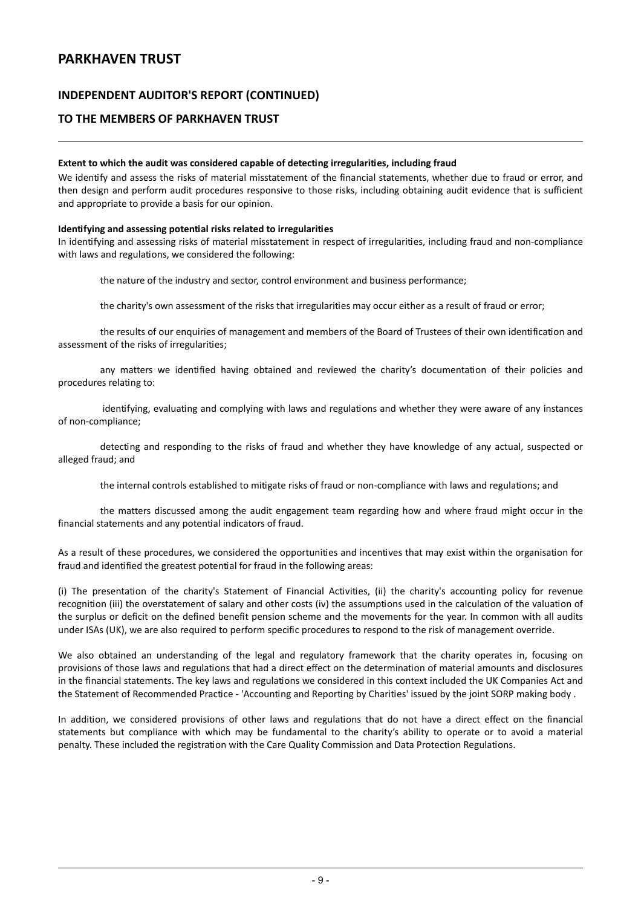## INDEPENDENT AUDITOR'S REPORT (CONTINUED)

## TO THE MEMBERS OF PARKHAVEN TRUST

**Extent to which the audit was considered capable of detecting irregularities, including fraud**

We identify and assess the risks of material misstatement of the financial statements, whether due to fraud or error, and then design and perform audit procedures responsive to those risks, including obtaining audit evidence that is sufficient and appropriate to provide a basis for our opinion.

**Identifying and assessing potential risks related to irregularities**

In identifying and assessing risks of material misstatement in respect of irregularities, including fraud and non-compliance with laws and regulations, we considered the following:

the nature of the industry and sector, control environment and business performance;

the charity's own assessment of the risks that irregularities may occur either as a result of fraud or error;

the results of our enquiries of management and members of the Board of Trustees of their own identification and assessment of the risks of irregularities;

any matters we identified having obtained and reviewed the charity's documentation of their policies and procedures relating to:

identifying, evaluating and complying with laws and regulations and whether they were aware of any instances of non-compliance;

detecting and responding to the risks of fraud and whether they have knowledge of any actual, suspected or alleged fraud; and

the internal controls established to mitigate risks of fraud or non-compliance with laws and regulations; and

the matters discussed among the audit engagement team regarding how and where fraud might occur in the financial statements and any potential indicators of fraud.

As a result of these procedures, we considered the opportunities and incentives that may exist within the organisation for fraud and identified the greatest potential for fraud in the following areas:

(i) The presentation of the charity's Statement of Financial Activities, (ii) the charity's accounting policy for revenue recognition (iii) the overstatement of salary and other costs (iv) the assumptions used in the calculation of the valuation of the surplus or deficit on the defined benefit pension scheme and the movements for the year. In common with all audits under ISAs (UK), we are also required to perform specific procedures to respond to the risk of management override.

We also obtained an understanding of the legal and regulatory framework that the charity operates in, focusing on provisions of those laws and regulations that had a direct effect on the determination of material amounts and disclosures in the financial statements. The key laws and regulations we considered in this context included the UK Companies Act and the Statement of Recommended Practice - 'Accounting and Reporting by Charities' issued by the joint SORP making body .

In addition, we considered provisions of other laws and regulations that do not have a direct effect on the financial statements but compliance with which may be fundamental to the charity's ability to operate or to avoid a material penalty. These included the registration with the Care Quality Commission and Data Protection Regulations.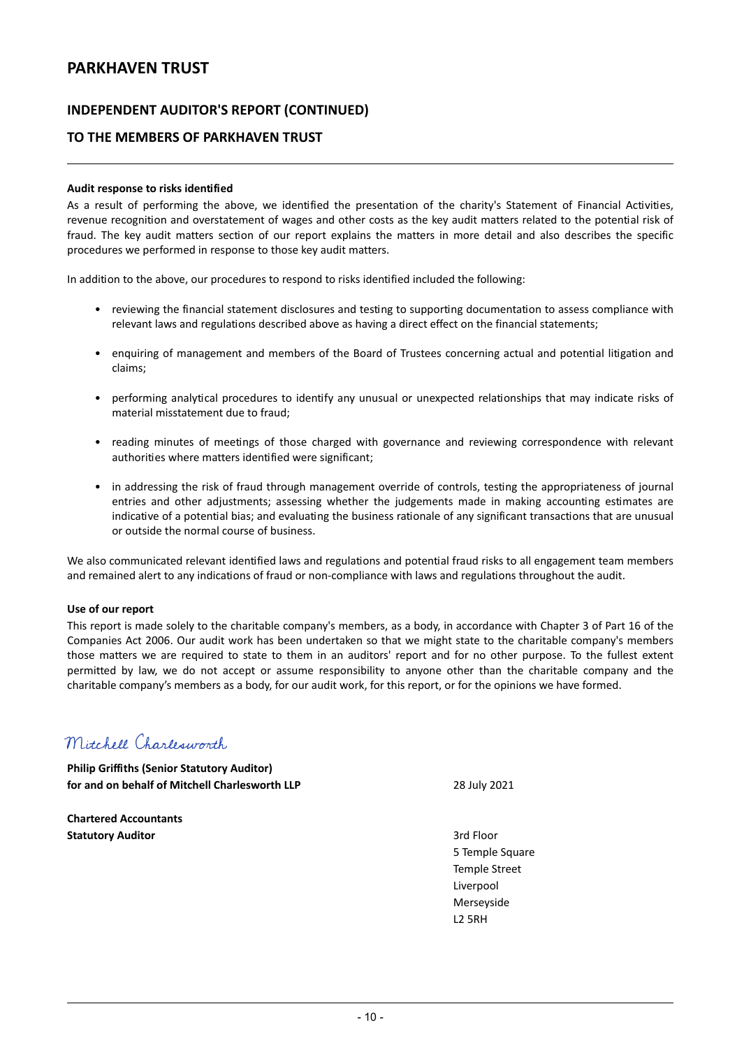# PARKHAVEN TRUST

## INDEPENDENT AUDITOR'S REPORT (CONTINUED)

## TO THE MEMBERS OF PARKHAVEN TRUST

**Audit response to risks identified**

As a result of performing the above, we identified the presentation of the charity's Statement of Financial Activities, revenue recognition and overstatement of wages and other costs as the key audit matters related to the potential risk of fraud. The key audit matters section of our report explains the matters in more detail and also describes the specific procedures we performed in response to those key audit matters.

In addition to the above, our procedures to respond to risks identified included the following:

- reviewing the financial statement disclosures and testing to supporting documentation to assess compliance with relevant laws and regulations described above as having a direct effect on the financial statements;
- enquiring of management and members of the Board of Trustees concerning actual and potential litigation and claims;
- performing analytical procedures to identify any unusual or unexpected relationships that may indicate risks of material misstatement due to fraud;
- reading minutes of meetings of those charged with governance and reviewing correspondence with relevant authorities where matters identified were significant;
- in addressing the risk of fraud through management override of controls, testing the appropriateness of journal entries and other adjustments; assessing whether the judgements made in making accounting estimates are indicative of a potential bias; and evaluating the business rationale of any significant transactions that are unusual or outside the normal course of business.

We also communicated relevant identified laws and regulations and potential fraud risks to all engagement team members and remained alert to any indications of fraud or non-compliance with laws and regulations throughout the audit.

**Use of our report**

This report is made solely to the charitable company's members, as a body, in accordance with Chapter 3 of Part 16 of the Companies Act 2006. Our audit work has been undertaken so that we might state to the charitable company's members those matters we are required to state to them in an auditors' report and for no other purpose. To the fullest extent permitted by law, we do not accept or assume responsibility to anyone other than the charitable company and the charitable company's members as a body, for our audit work, for this report, or for the opinions we have formed.

Mitchell Charlesworth

**Philip Griffiths (Senior Statutory Auditor)**
**for and on behalf of Mitchell Charlesworth LLP**

28 July 2021

**Chartered Accountants**
**Statutory Auditor**

3rd Floor
5 Temple Square
Temple Street
Liverpool
Merseyside
L2 5RH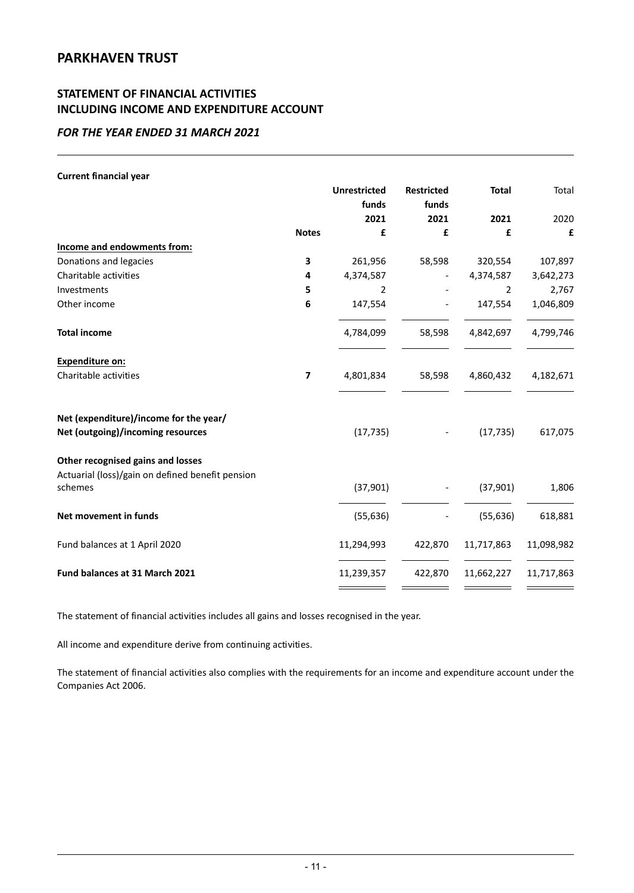# PARKHAVEN TRUST

## STATEMENT OF FINANCIAL ACTIVITIES
## INCLUDING INCOME AND EXPENDITURE ACCOUNT

### *FOR THE YEAR ENDED 31 MARCH 2021*

**Current financial year**

| | Notes | Unrestricted funds 2021 £ | Restricted funds 2021 £ | Total 2021 £ | Total 2020 £ |
|---|---|---|---|---|---|
| **Income and endowments from:** | | | | | |
| Donations and legacies | 3 | 261,956 | 58,598 | 320,554 | 107,897 |
| Charitable activities | 4 | 4,374,587 | - | 4,374,587 | 3,642,273 |
| Investments | 5 | 2 | - | 2 | 2,767 |
| Other income | 6 | 147,554 | - | 147,554 | 1,046,809 |
| **Total income** | | 4,784,099 | 58,598 | 4,842,697 | 4,799,746 |
| **Expenditure on:** | | | | | |
| Charitable activities | 7 | 4,801,834 | 58,598 | 4,860,432 | 4,182,671 |
| **Net (expenditure)/income for the year/ Net (outgoing)/incoming resources** | | (17,735) | - | (17,735) | 617,075 |
| **Other recognised gains and losses** | | | | | |
| Actuarial (loss)/gain on defined benefit pension schemes | | (37,901) | - | (37,901) | 1,806 |
| **Net movement in funds** | | (55,636) | - | (55,636) | 618,881 |
| Fund balances at 1 April 2020 | | 11,294,993 | 422,870 | 11,717,863 | 11,098,982 |
| **Fund balances at 31 March 2021** | | 11,239,357 | 422,870 | 11,662,227 | 11,717,863 |

The statement of financial activities includes all gains and losses recognised in the year.

All income and expenditure derive from continuing activities.

The statement of financial activities also complies with the requirements for an income and expenditure account under the Companies Act 2006.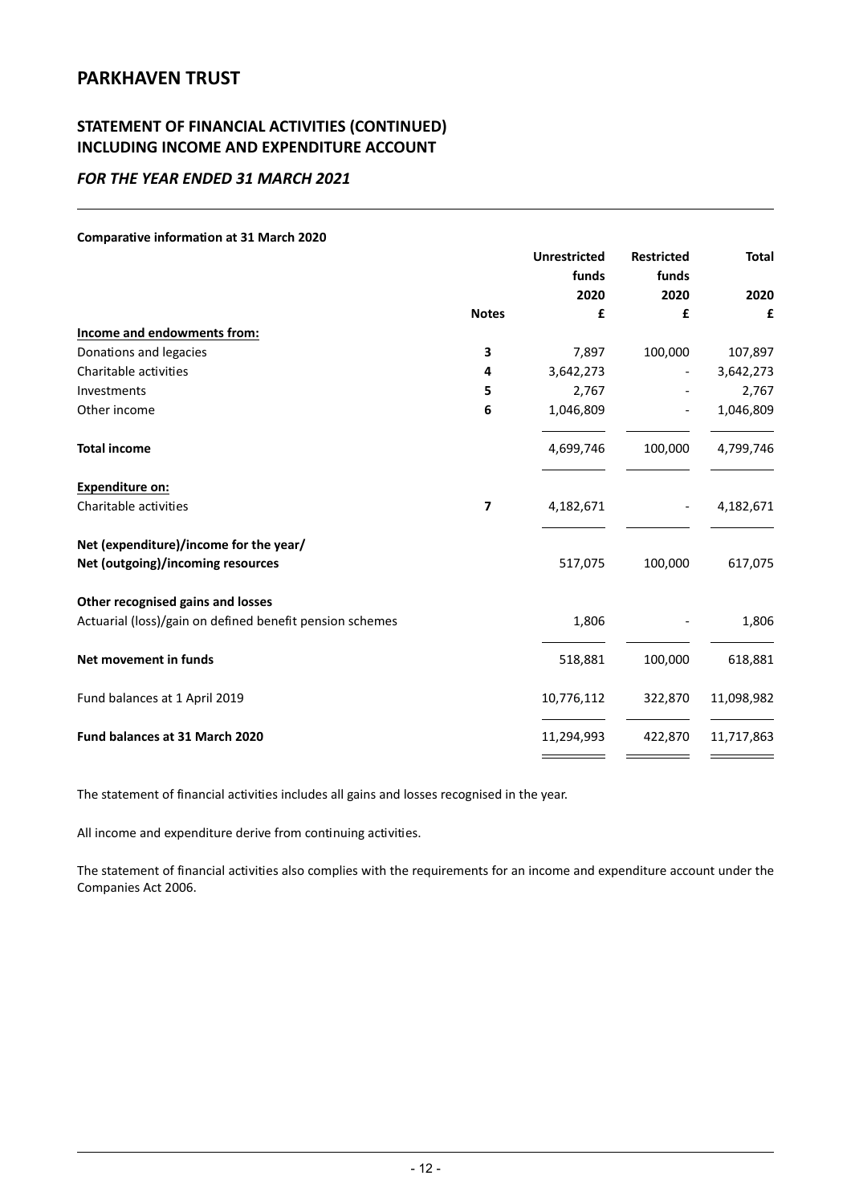# PARKHAVEN TRUST

## STATEMENT OF FINANCIAL ACTIVITIES (CONTINUED)
## INCLUDING INCOME AND EXPENDITURE ACCOUNT

### *FOR THE YEAR ENDED 31 MARCH 2021*

**Comparative information at 31 March 2020**

| | Notes | Unrestricted funds 2020 £ | Restricted funds 2020 £ | Total 2020 £ |
|---|---|---|---|---|
| **Income and endowments from:** | | | | |
| Donations and legacies | 3 | 7,897 | 100,000 | 107,897 |
| Charitable activities | 4 | 3,642,273 | - | 3,642,273 |
| Investments | 5 | 2,767 | - | 2,767 |
| Other income | 6 | 1,046,809 | - | 1,046,809 |
| **Total income** | | 4,699,746 | 100,000 | 4,799,746 |
| **Expenditure on:** | | | | |
| Charitable activities | 7 | 4,182,671 | - | 4,182,671 |
| **Net (expenditure)/income for the year/ Net (outgoing)/incoming resources** | | 517,075 | 100,000 | 617,075 |
| **Other recognised gains and losses** | | | | |
| Actuarial (loss)/gain on defined benefit pension schemes | | 1,806 | - | 1,806 |
| **Net movement in funds** | | 518,881 | 100,000 | 618,881 |
| Fund balances at 1 April 2019 | | 10,776,112 | 322,870 | 11,098,982 |
| **Fund balances at 31 March 2020** | | 11,294,993 | 422,870 | 11,717,863 |

The statement of financial activities includes all gains and losses recognised in the year.

All income and expenditure derive from continuing activities.

The statement of financial activities also complies with the requirements for an income and expenditure account under the Companies Act 2006.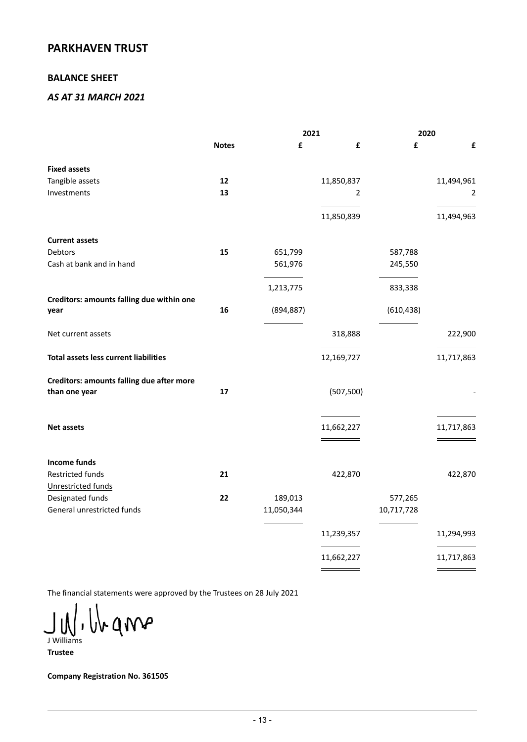# PARKHAVEN TRUST

## BALANCE SHEET

### *AS AT 31 MARCH 2021*

| | | 2021 | | 2020 | |
|---|---|---|---|---|---|
| | **Notes** | **£** | **£** | **£** | **£** |
| **Fixed assets** | | | | | |
| Tangible assets | **12** | | 11,850,837 | | 11,494,961 |
| Investments | **13** | | 2 | | 2 |
| | | | 11,850,839 | | 11,494,963 |
| **Current assets** | | | | | |
| Debtors | **15** | 651,799 | | 587,788 | |
| Cash at bank and in hand | | 561,976 | | 245,550 | |
| | | 1,213,775 | | 833,338 | |
| **Creditors: amounts falling due within one year** | **16** | (894,887) | | (610,438) | |
| Net current assets | | | 318,888 | | 222,900 |
| **Total assets less current liabilities** | | | 12,169,727 | | 11,717,863 |
| **Creditors: amounts falling due after more than one year** | **17** | | (507,500) | | - |
| **Net assets** | | | 11,662,227 | | 11,717,863 |
| **Income funds** | | | | | |
| Restricted funds | **21** | | 422,870 | | 422,870 |
| Unrestricted funds | | | | | |
| Designated funds | **22** | 189,013 | | 577,265 | |
| General unrestricted funds | | 11,050,344 | | 10,717,728 | |
| | | | 11,239,357 | | 11,294,993 |
| | | | 11,662,227 | | 11,717,863 |

The financial statements were approved by the Trustees on 28 July 2021

J Williams
**Trustee**

**Company Registration No. 361505**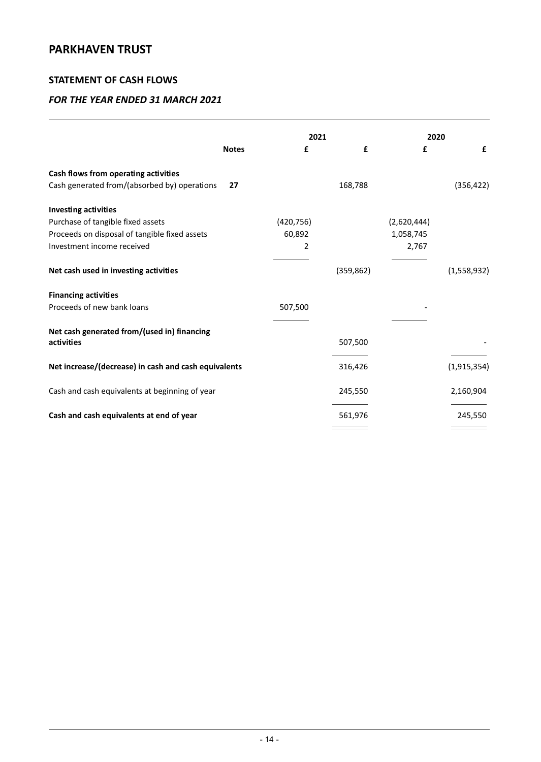# PARKHAVEN TRUST

## STATEMENT OF CASH FLOWS

### *FOR THE YEAR ENDED 31 MARCH 2021*

| | | 2021 | | 2020 | |
|---|---|---|---|---|---|
| | **Notes** | **£** | **£** | **£** | **£** |
| **Cash flows from operating activities** | | | | | |
| Cash generated from/(absorbed by) operations | **27** | | 168,788 | | (356,422) |
| **Investing activities** | | | | | |
| Purchase of tangible fixed assets | | (420,756) | | (2,620,444) | |
| Proceeds on disposal of tangible fixed assets | | 60,892 | | 1,058,745 | |
| Investment income received | | 2 | | 2,767 | |
| **Net cash used in investing activities** | | | (359,862) | | (1,558,932) |
| **Financing activities** | | | | | |
| Proceeds of new bank loans | | 507,500 | | - | |
| **Net cash generated from/(used in) financing activities** | | | 507,500 | | - |
| **Net increase/(decrease) in cash and cash equivalents** | | | 316,426 | | (1,915,354) |
| Cash and cash equivalents at beginning of year | | | 245,550 | | 2,160,904 |
| **Cash and cash equivalents at end of year** | | | 561,976 | | 245,550 |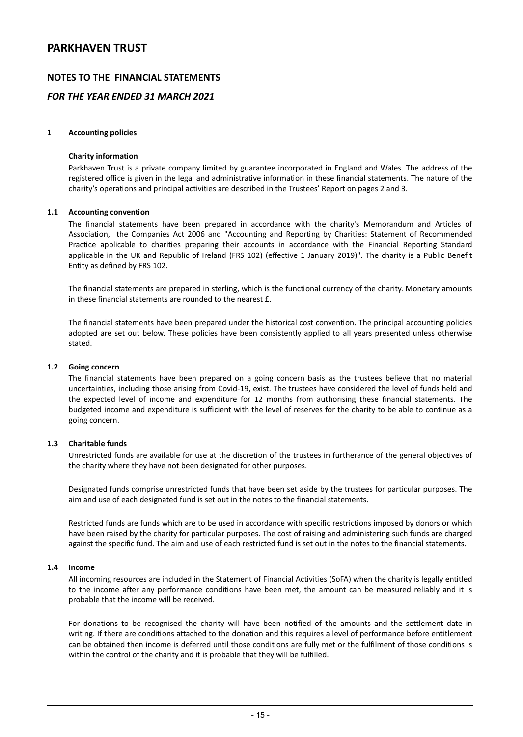# PARKHAVEN TRUST

## NOTES TO THE FINANCIAL STATEMENTS

## *FOR THE YEAR ENDED 31 MARCH 2021*

### 1 Accounting policies

**Charity information**

Parkhaven Trust is a private company limited by guarantee incorporated in England and Wales. The address of the registered office is given in the legal and administrative information in these financial statements. The nature of the charity's operations and principal activities are described in the Trustees' Report on pages 2 and 3.

### 1.1 Accounting convention

The financial statements have been prepared in accordance with the charity's Memorandum and Articles of Association, the Companies Act 2006 and "Accounting and Reporting by Charities: Statement of Recommended Practice applicable to charities preparing their accounts in accordance with the Financial Reporting Standard applicable in the UK and Republic of Ireland (FRS 102) (effective 1 January 2019)". The charity is a Public Benefit Entity as defined by FRS 102.

The financial statements are prepared in sterling, which is the functional currency of the charity. Monetary amounts in these financial statements are rounded to the nearest £.

The financial statements have been prepared under the historical cost convention. The principal accounting policies adopted are set out below. These policies have been consistently applied to all years presented unless otherwise stated.

### 1.2 Going concern

The financial statements have been prepared on a going concern basis as the trustees believe that no material uncertainties, including those arising from Covid-19, exist. The trustees have considered the level of funds held and the expected level of income and expenditure for 12 months from authorising these financial statements. The budgeted income and expenditure is sufficient with the level of reserves for the charity to be able to continue as a going concern.

### 1.3 Charitable funds

Unrestricted funds are available for use at the discretion of the trustees in furtherance of the general objectives of the charity where they have not been designated for other purposes.

Designated funds comprise unrestricted funds that have been set aside by the trustees for particular purposes. The aim and use of each designated fund is set out in the notes to the financial statements.

Restricted funds are funds which are to be used in accordance with specific restrictions imposed by donors or which have been raised by the charity for particular purposes. The cost of raising and administering such funds are charged against the specific fund. The aim and use of each restricted fund is set out in the notes to the financial statements.

### 1.4 Income

All incoming resources are included in the Statement of Financial Activities (SoFA) when the charity is legally entitled to the income after any performance conditions have been met, the amount can be measured reliably and it is probable that the income will be received.

For donations to be recognised the charity will have been notified of the amounts and the settlement date in writing. If there are conditions attached to the donation and this requires a level of performance before entitlement can be obtained then income is deferred until those conditions are fully met or the fulfilment of those conditions is within the control of the charity and it is probable that they will be fulfilled.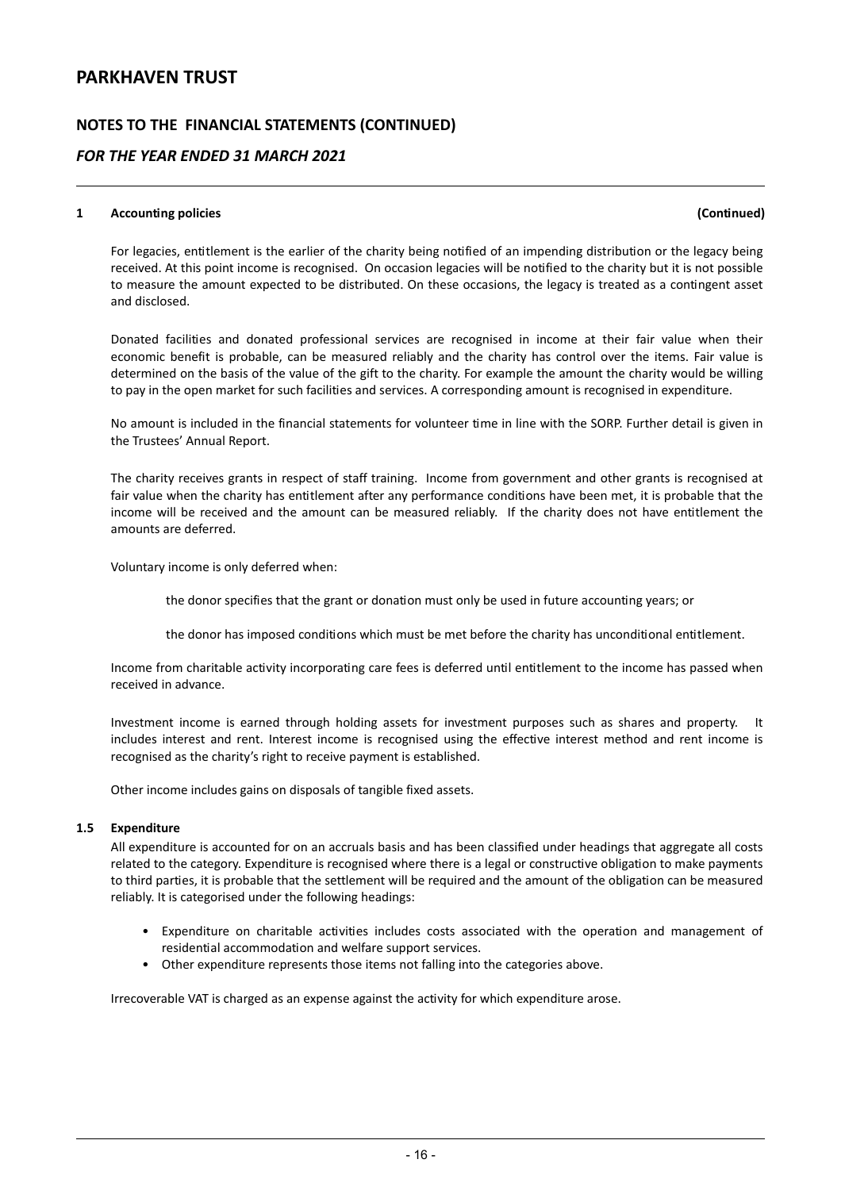## 1 Accounting policies (Continued)

For legacies, entitlement is the earlier of the charity being notified of an impending distribution or the legacy being received. At this point income is recognised. On occasion legacies will be notified to the charity but it is not possible to measure the amount expected to be distributed. On these occasions, the legacy is treated as a contingent asset and disclosed.

Donated facilities and donated professional services are recognised in income at their fair value when their economic benefit is probable, can be measured reliably and the charity has control over the items. Fair value is determined on the basis of the value of the gift to the charity. For example the amount the charity would be willing to pay in the open market for such facilities and services. A corresponding amount is recognised in expenditure.

No amount is included in the financial statements for volunteer time in line with the SORP. Further detail is given in the Trustees' Annual Report.

The charity receives grants in respect of staff training. Income from government and other grants is recognised at fair value when the charity has entitlement after any performance conditions have been met, it is probable that the income will be received and the amount can be measured reliably. If the charity does not have entitlement the amounts are deferred.

Voluntary income is only deferred when:

the donor specifies that the grant or donation must only be used in future accounting years; or

the donor has imposed conditions which must be met before the charity has unconditional entitlement.

Income from charitable activity incorporating care fees is deferred until entitlement to the income has passed when received in advance.

Investment income is earned through holding assets for investment purposes such as shares and property. It includes interest and rent. Interest income is recognised using the effective interest method and rent income is recognised as the charity's right to receive payment is established.

Other income includes gains on disposals of tangible fixed assets.

### 1.5 Expenditure

All expenditure is accounted for on an accruals basis and has been classified under headings that aggregate all costs related to the category. Expenditure is recognised where there is a legal or constructive obligation to make payments to third parties, it is probable that the settlement will be required and the amount of the obligation can be measured reliably. It is categorised under the following headings:

- Expenditure on charitable activities includes costs associated with the operation and management of residential accommodation and welfare support services.
- Other expenditure represents those items not falling into the categories above.

Irrecoverable VAT is charged as an expense against the activity for which expenditure arose.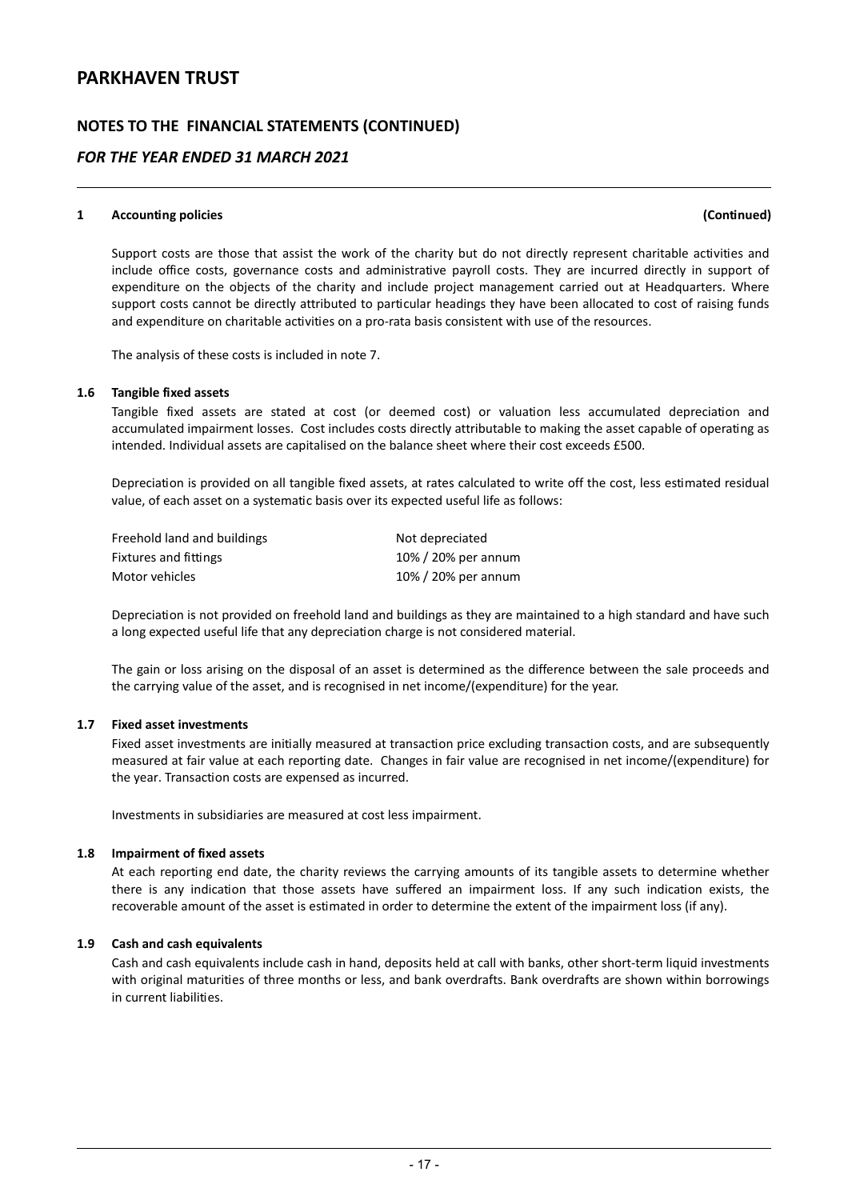## 1 Accounting policies (Continued)

Support costs are those that assist the work of the charity but do not directly represent charitable activities and include office costs, governance costs and administrative payroll costs. They are incurred directly in support of expenditure on the objects of the charity and include project management carried out at Headquarters. Where support costs cannot be directly attributed to particular headings they have been allocated to cost of raising funds and expenditure on charitable activities on a pro-rata basis consistent with use of the resources.

The analysis of these costs is included in note 7.

### 1.6 Tangible fixed assets

Tangible fixed assets are stated at cost (or deemed cost) or valuation less accumulated depreciation and accumulated impairment losses. Cost includes costs directly attributable to making the asset capable of operating as intended. Individual assets are capitalised on the balance sheet where their cost exceeds £500.

Depreciation is provided on all tangible fixed assets, at rates calculated to write off the cost, less estimated residual value, of each asset on a systematic basis over its expected useful life as follows:

| | |
|---|---|
| Freehold land and buildings | Not depreciated |
| Fixtures and fittings | 10% / 20% per annum |
| Motor vehicles | 10% / 20% per annum |

Depreciation is not provided on freehold land and buildings as they are maintained to a high standard and have such a long expected useful life that any depreciation charge is not considered material.

The gain or loss arising on the disposal of an asset is determined as the difference between the sale proceeds and the carrying value of the asset, and is recognised in net income/(expenditure) for the year.

### 1.7 Fixed asset investments

Fixed asset investments are initially measured at transaction price excluding transaction costs, and are subsequently measured at fair value at each reporting date. Changes in fair value are recognised in net income/(expenditure) for the year. Transaction costs are expensed as incurred.

Investments in subsidiaries are measured at cost less impairment.

### 1.8 Impairment of fixed assets

At each reporting end date, the charity reviews the carrying amounts of its tangible assets to determine whether there is any indication that those assets have suffered an impairment loss. If any such indication exists, the recoverable amount of the asset is estimated in order to determine the extent of the impairment loss (if any).

### 1.9 Cash and cash equivalents

Cash and cash equivalents include cash in hand, deposits held at call with banks, other short-term liquid investments with original maturities of three months or less, and bank overdrafts. Bank overdrafts are shown within borrowings in current liabilities.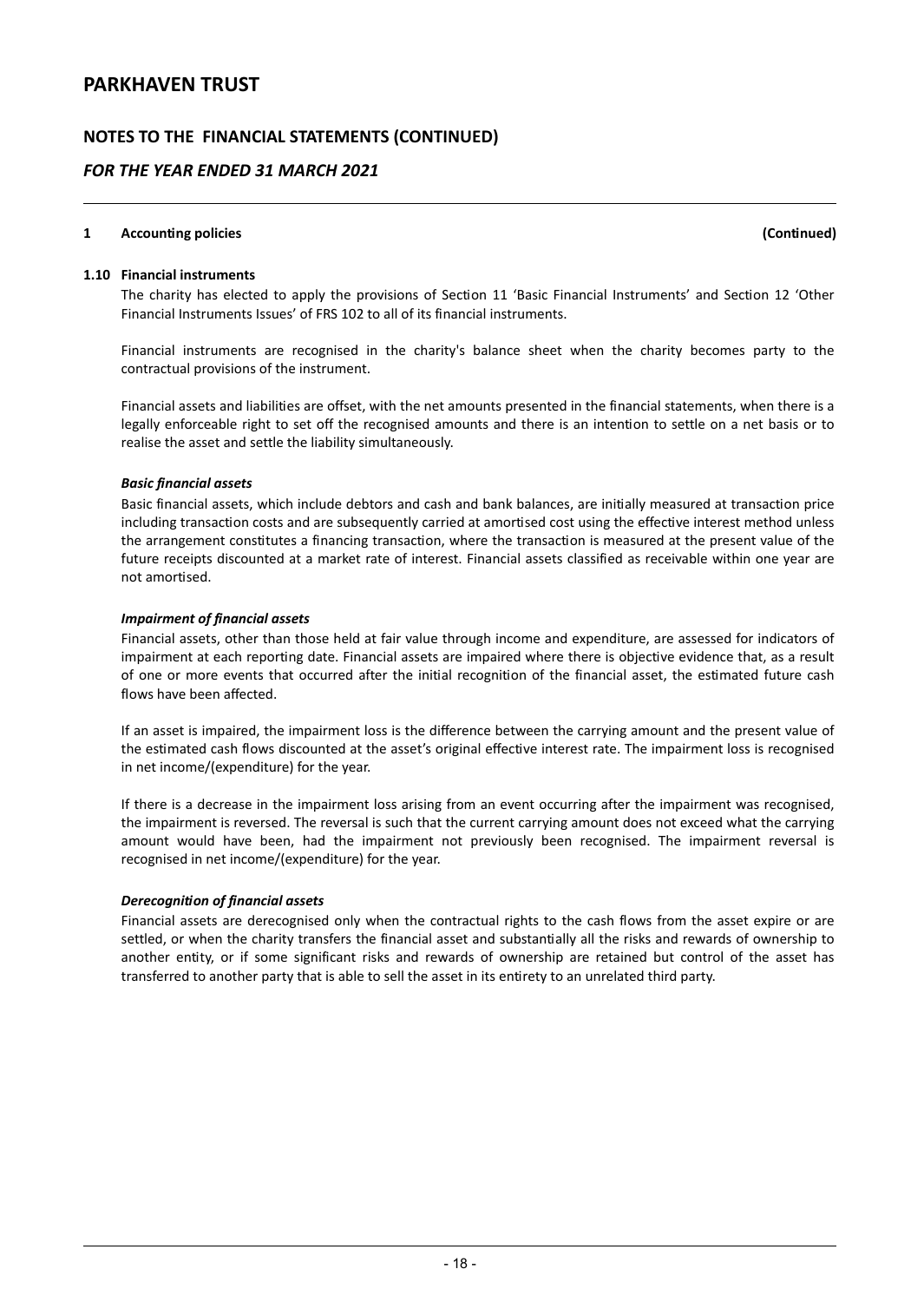**1 Accounting policies (Continued)**

**1.10 Financial instruments**

The charity has elected to apply the provisions of Section 11 'Basic Financial Instruments' and Section 12 'Other Financial Instruments Issues' of FRS 102 to all of its financial instruments.

Financial instruments are recognised in the charity's balance sheet when the charity becomes party to the contractual provisions of the instrument.

Financial assets and liabilities are offset, with the net amounts presented in the financial statements, when there is a legally enforceable right to set off the recognised amounts and there is an intention to settle on a net basis or to realise the asset and settle the liability simultaneously.

***Basic financial assets***

Basic financial assets, which include debtors and cash and bank balances, are initially measured at transaction price including transaction costs and are subsequently carried at amortised cost using the effective interest method unless the arrangement constitutes a financing transaction, where the transaction is measured at the present value of the future receipts discounted at a market rate of interest. Financial assets classified as receivable within one year are not amortised.

***Impairment of financial assets***

Financial assets, other than those held at fair value through income and expenditure, are assessed for indicators of impairment at each reporting date. Financial assets are impaired where there is objective evidence that, as a result of one or more events that occurred after the initial recognition of the financial asset, the estimated future cash flows have been affected.

If an asset is impaired, the impairment loss is the difference between the carrying amount and the present value of the estimated cash flows discounted at the asset's original effective interest rate. The impairment loss is recognised in net income/(expenditure) for the year.

If there is a decrease in the impairment loss arising from an event occurring after the impairment was recognised, the impairment is reversed. The reversal is such that the current carrying amount does not exceed what the carrying amount would have been, had the impairment not previously been recognised. The impairment reversal is recognised in net income/(expenditure) for the year.

***Derecognition of financial assets***

Financial assets are derecognised only when the contractual rights to the cash flows from the asset expire or are settled, or when the charity transfers the financial asset and substantially all the risks and rewards of ownership to another entity, or if some significant risks and rewards of ownership are retained but control of the asset has transferred to another party that is able to sell the asset in its entirety to an unrelated third party.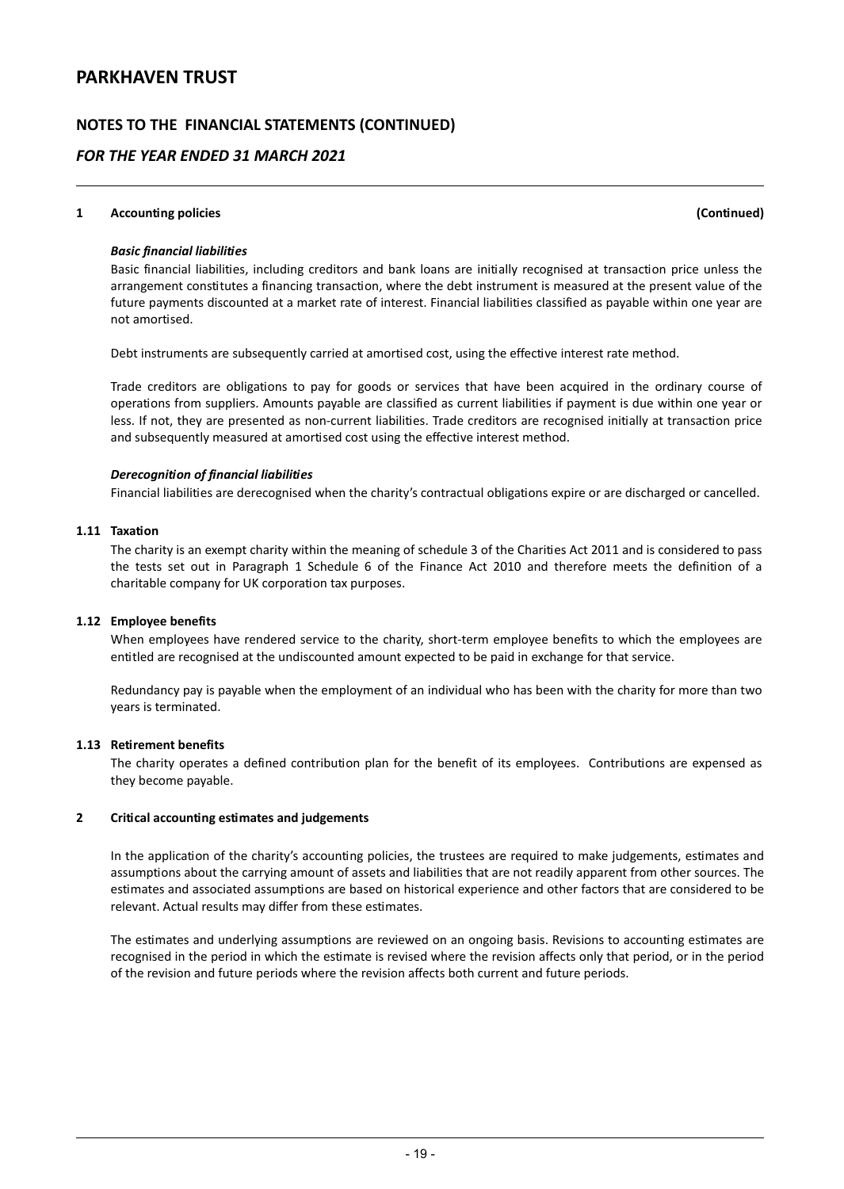**1 Accounting policies (Continued)**

***Basic financial liabilities***

Basic financial liabilities, including creditors and bank loans are initially recognised at transaction price unless the arrangement constitutes a financing transaction, where the debt instrument is measured at the present value of the future payments discounted at a market rate of interest. Financial liabilities classified as payable within one year are not amortised.

Debt instruments are subsequently carried at amortised cost, using the effective interest rate method.

Trade creditors are obligations to pay for goods or services that have been acquired in the ordinary course of operations from suppliers. Amounts payable are classified as current liabilities if payment is due within one year or less. If not, they are presented as non-current liabilities. Trade creditors are recognised initially at transaction price and subsequently measured at amortised cost using the effective interest method.

***Derecognition of financial liabilities***

Financial liabilities are derecognised when the charity's contractual obligations expire or are discharged or cancelled.

**1.11 Taxation**

The charity is an exempt charity within the meaning of schedule 3 of the Charities Act 2011 and is considered to pass the tests set out in Paragraph 1 Schedule 6 of the Finance Act 2010 and therefore meets the definition of a charitable company for UK corporation tax purposes.

**1.12 Employee benefits**

When employees have rendered service to the charity, short-term employee benefits to which the employees are entitled are recognised at the undiscounted amount expected to be paid in exchange for that service.

Redundancy pay is payable when the employment of an individual who has been with the charity for more than two years is terminated.

**1.13 Retirement benefits**

The charity operates a defined contribution plan for the benefit of its employees. Contributions are expensed as they become payable.

**2 Critical accounting estimates and judgements**

In the application of the charity's accounting policies, the trustees are required to make judgements, estimates and assumptions about the carrying amount of assets and liabilities that are not readily apparent from other sources. The estimates and associated assumptions are based on historical experience and other factors that are considered to be relevant. Actual results may differ from these estimates.

The estimates and underlying assumptions are reviewed on an ongoing basis. Revisions to accounting estimates are recognised in the period in which the estimate is revised where the revision affects only that period, or in the period of the revision and future periods where the revision affects both current and future periods.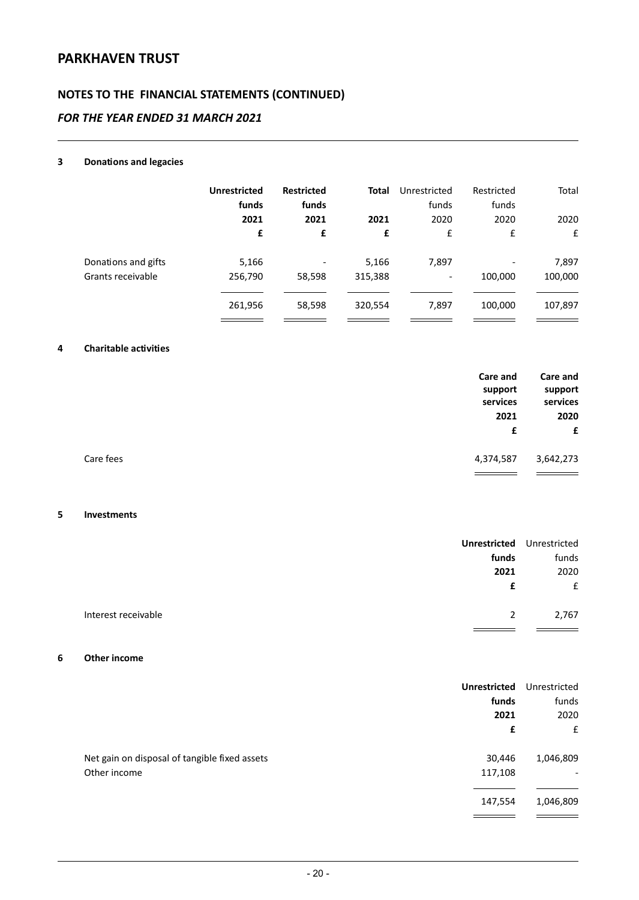# PARKHAVEN TRUST

## NOTES TO THE FINANCIAL STATEMENTS (CONTINUED)

### *FOR THE YEAR ENDED 31 MARCH 2021*

### 3 Donations and legacies

| | **Unrestricted funds** | **Restricted funds** | **Total** | Unrestricted funds | Restricted funds | Total |
|---|---|---|---|---|---|---|
| | **2021** | **2021** | **2021** | 2020 | 2020 | 2020 |
| | **£** | **£** | **£** | £ | £ | £ |
| Donations and gifts | 5,166 | - | 5,166 | 7,897 | - | 7,897 |
| Grants receivable | 256,790 | 58,598 | 315,388 | - | 100,000 | 100,000 |
| | 261,956 | 58,598 | 320,554 | 7,897 | 100,000 | 107,897 |

### 4 Charitable activities

| | **Care and support services** | **Care and support services** |
|---|---|---|
| | **2021** | **2020** |
| | **£** | **£** |
| Care fees | 4,374,587 | 3,642,273 |

### 5 Investments

| | **Unrestricted funds** | Unrestricted funds |
|---|---|---|
| | **2021** | 2020 |
| | **£** | £ |
| Interest receivable | 2 | 2,767 |

### 6 Other income

| | **Unrestricted funds** | Unrestricted funds |
|---|---|---|
| | **2021** | 2020 |
| | **£** | £ |
| Net gain on disposal of tangible fixed assets | 30,446 | 1,046,809 |
| Other income | 117,108 | - |
| | 147,554 | 1,046,809 |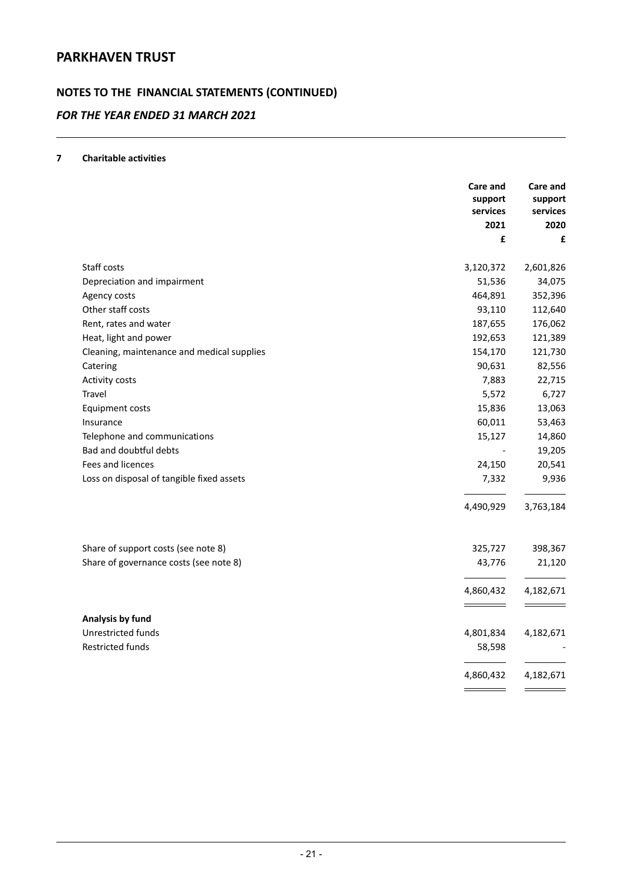# PARKHAVEN TRUST

## NOTES TO THE FINANCIAL STATEMENTS (CONTINUED)

### *FOR THE YEAR ENDED 31 MARCH 2021*

**7 Charitable activities**

| | Care and support services 2021 £ | Care and support services 2020 £ |
|---|---|---|
| Staff costs | 3,120,372 | 2,601,826 |
| Depreciation and impairment | 51,536 | 34,075 |
| Agency costs | 464,891 | 352,396 |
| Other staff costs | 93,110 | 112,640 |
| Rent, rates and water | 187,655 | 176,062 |
| Heat, light and power | 192,653 | 121,389 |
| Cleaning, maintenance and medical supplies | 154,170 | 121,730 |
| Catering | 90,631 | 82,556 |
| Activity costs | 7,883 | 22,715 |
| Travel | 5,572 | 6,727 |
| Equipment costs | 15,836 | 13,063 |
| Insurance | 60,011 | 53,463 |
| Telephone and communications | 15,127 | 14,860 |
| Bad and doubtful debts | - | 19,205 |
| Fees and licences | 24,150 | 20,541 |
| Loss on disposal of tangible fixed assets | 7,332 | 9,936 |
| | 4,490,929 | 3,763,184 |
| Share of support costs (see note 8) | 325,727 | 398,367 |
| Share of governance costs (see note 8) | 43,776 | 21,120 |
| | 4,860,432 | 4,182,671 |
| **Analysis by fund** | | |
| Unrestricted funds | 4,801,834 | 4,182,671 |
| Restricted funds | 58,598 | - |
| | 4,860,432 | 4,182,671 |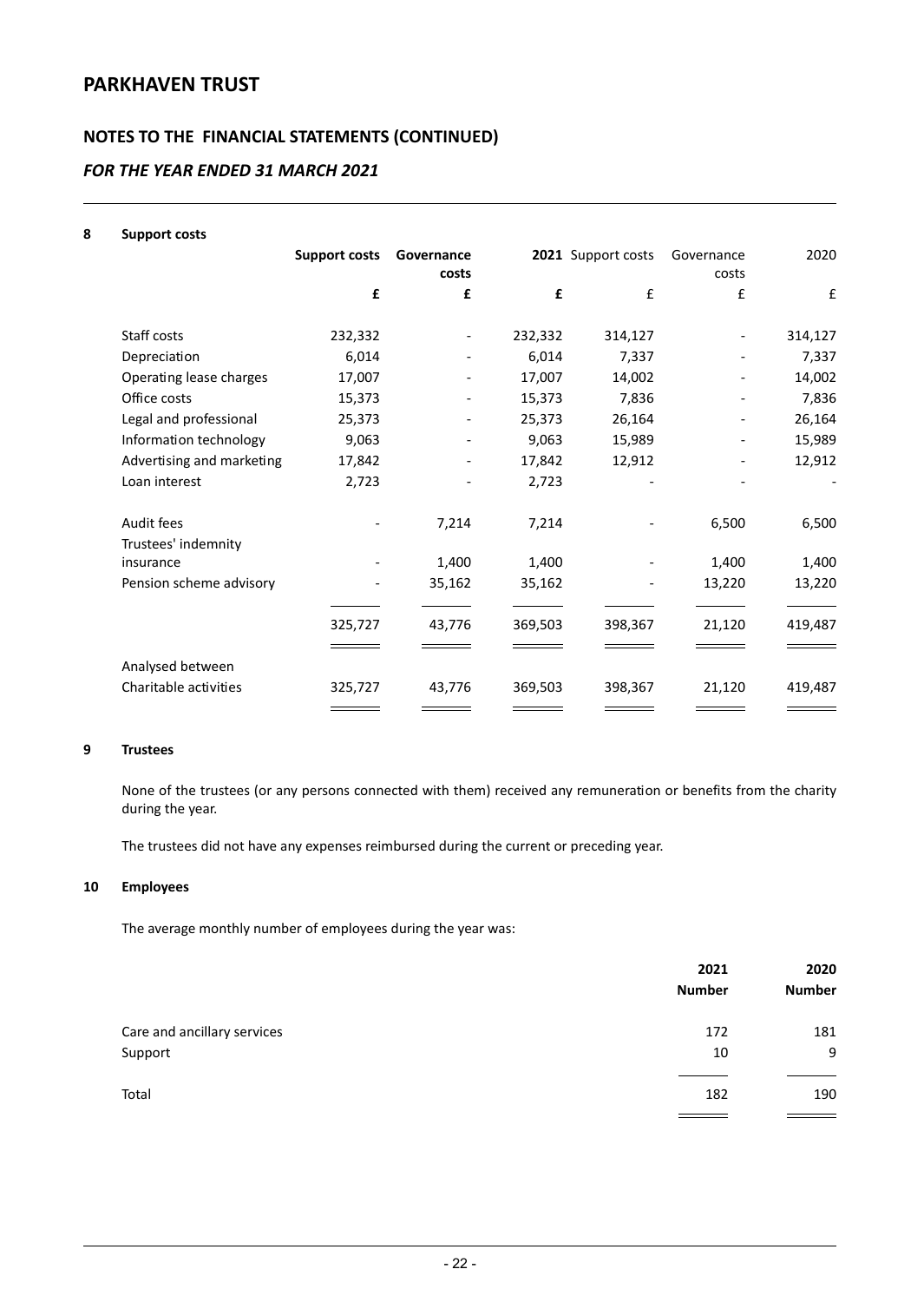# PARKHAVEN TRUST

## NOTES TO THE FINANCIAL STATEMENTS (CONTINUED)

### *FOR THE YEAR ENDED 31 MARCH 2021*

**8 Support costs**

| | **Support costs** | **Governance costs** | **2021** | Support costs | Governance costs | 2020 |
|---|---|---|---|---|---|---|
| | **£** | **£** | **£** | £ | £ | £ |
| Staff costs | 232,332 | - | 232,332 | 314,127 | - | 314,127 |
| Depreciation | 6,014 | - | 6,014 | 7,337 | - | 7,337 |
| Operating lease charges | 17,007 | - | 17,007 | 14,002 | - | 14,002 |
| Office costs | 15,373 | - | 15,373 | 7,836 | - | 7,836 |
| Legal and professional | 25,373 | - | 25,373 | 26,164 | - | 26,164 |
| Information technology | 9,063 | - | 9,063 | 15,989 | - | 15,989 |
| Advertising and marketing | 17,842 | - | 17,842 | 12,912 | - | 12,912 |
| Loan interest | 2,723 | - | 2,723 | - | - | - |
| Audit fees | - | 7,214 | 7,214 | - | 6,500 | 6,500 |
| Trustees' indemnity insurance | - | 1,400 | 1,400 | - | 1,400 | 1,400 |
| Pension scheme advisory | - | 35,162 | 35,162 | - | 13,220 | 13,220 |
| | 325,727 | 43,776 | 369,503 | 398,367 | 21,120 | 419,487 |
| Analysed between | | | | | | |
| Charitable activities | 325,727 | 43,776 | 369,503 | 398,367 | 21,120 | 419,487 |

**9 Trustees**

None of the trustees (or any persons connected with them) received any remuneration or benefits from the charity during the year.

The trustees did not have any expenses reimbursed during the current or preceding year.

**10 Employees**

The average monthly number of employees during the year was:

| | **2021** | **2020** |
|---|---|---|
| | **Number** | **Number** |
| Care and ancillary services | 172 | 181 |
| Support | 10 | 9 |
| Total | 182 | 190 |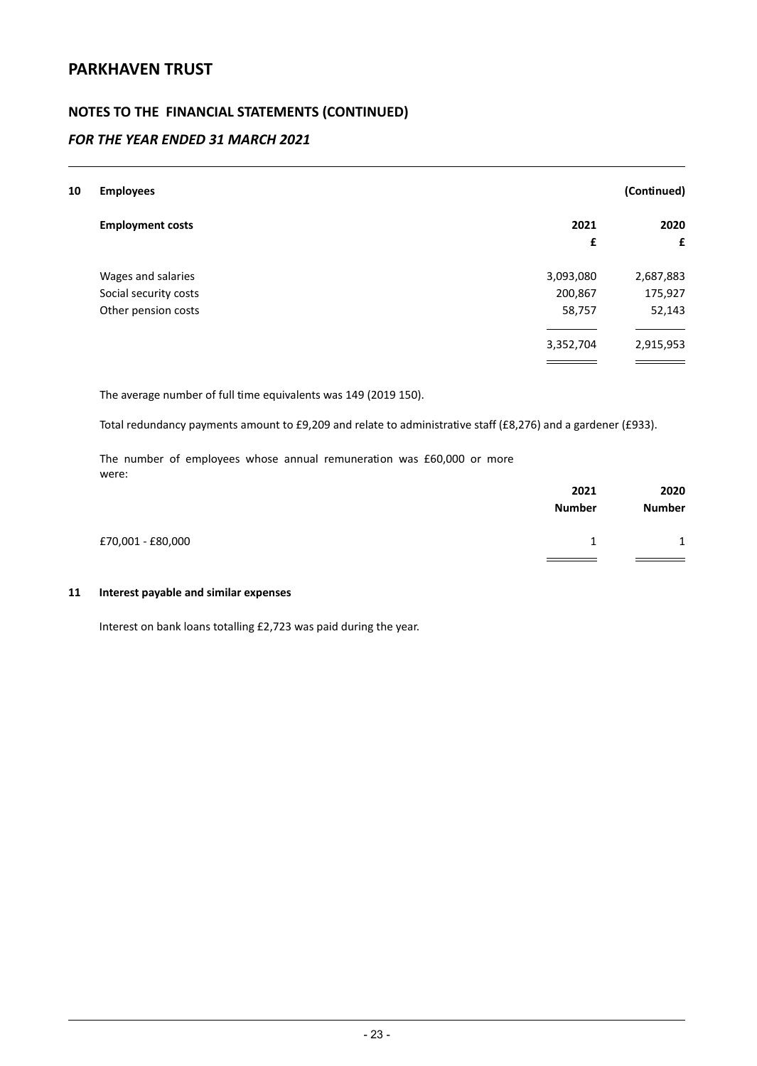# PARKHAVEN TRUST

## NOTES TO THE FINANCIAL STATEMENTS (CONTINUED)

### *FOR THE YEAR ENDED 31 MARCH 2021*

**10 Employees** **(Continued)**

| **Employment costs** | **2021** | **2020** |
|---|---|---|
| | **£** | **£** |
| Wages and salaries | 3,093,080 | 2,687,883 |
| Social security costs | 200,867 | 175,927 |
| Other pension costs | 58,757 | 52,143 |
| | 3,352,704 | 2,915,953 |

The average number of full time equivalents was 149 (2019 150).

Total redundancy payments amount to £9,209 and relate to administrative staff (£8,276) and a gardener (£933).

The number of employees whose annual remuneration was £60,000 or more were:

| | **2021** | **2020** |
|---|---|---|
| | **Number** | **Number** |
| £70,001 - £80,000 | 1 | 1 |

**11 Interest payable and similar expenses**

Interest on bank loans totalling £2,723 was paid during the year.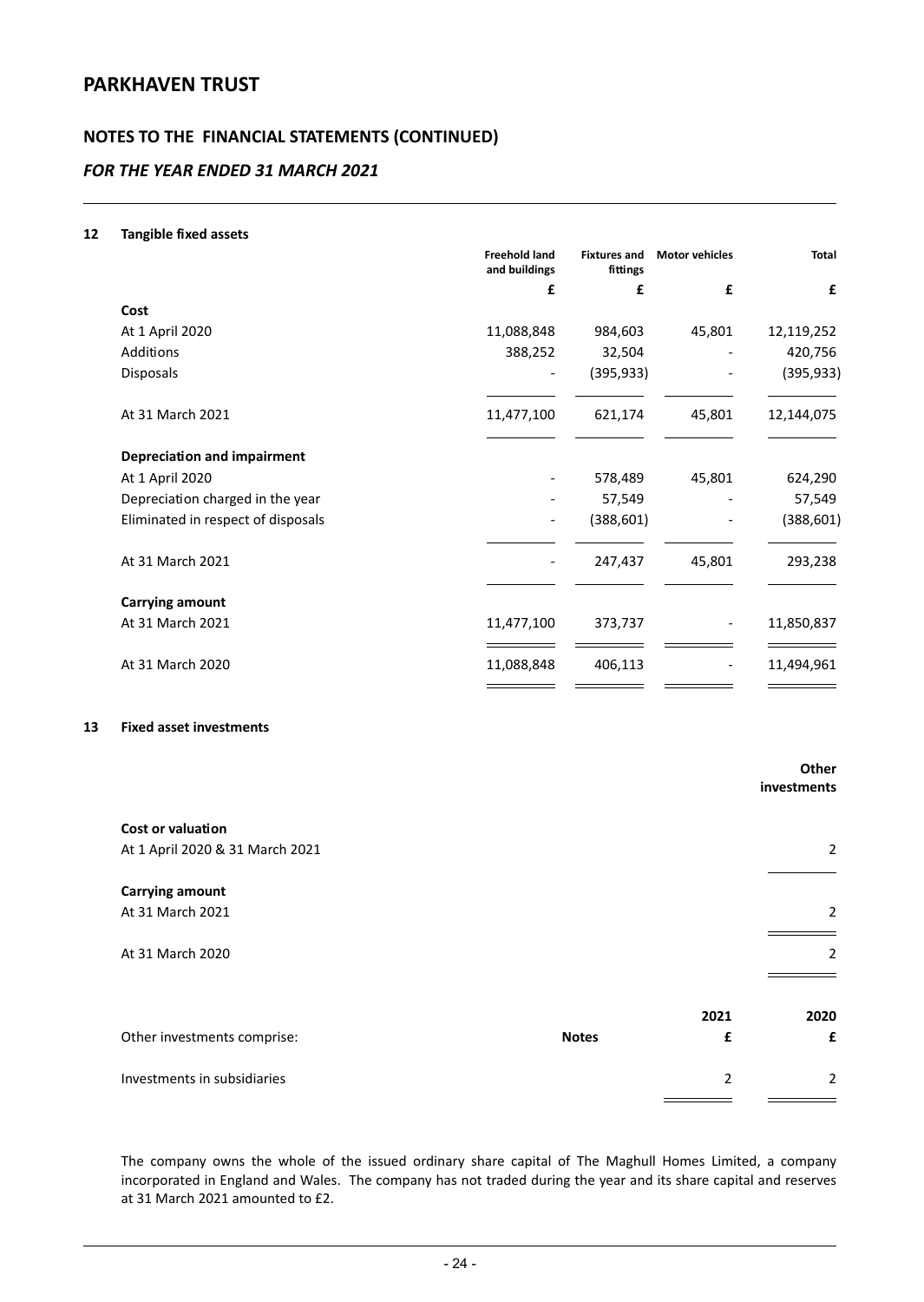## 12 Tangible fixed assets

| | Freehold land and buildings | Fixtures and fittings | Motor vehicles | Total |
|---|---|---|---|---|
| | £ | £ | £ | £ |
| **Cost** | | | | |
| At 1 April 2020 | 11,088,848 | 984,603 | 45,801 | 12,119,252 |
| Additions | 388,252 | 32,504 | - | 420,756 |
| Disposals | - | (395,933) | - | (395,933) |
| At 31 March 2021 | 11,477,100 | 621,174 | 45,801 | 12,144,075 |
| **Depreciation and impairment** | | | | |
| At 1 April 2020 | - | 578,489 | 45,801 | 624,290 |
| Depreciation charged in the year | - | 57,549 | - | 57,549 |
| Eliminated in respect of disposals | - | (388,601) | - | (388,601) |
| At 31 March 2021 | - | 247,437 | 45,801 | 293,238 |
| **Carrying amount** | | | | |
| At 31 March 2021 | 11,477,100 | 373,737 | - | 11,850,837 |
| At 31 March 2020 | 11,088,848 | 406,113 | - | 11,494,961 |

## 13 Fixed asset investments

| | Other investments |
|---|---|
| **Cost or valuation** | |
| At 1 April 2020 & 31 March 2021 | 2 |
| **Carrying amount** | |
| At 31 March 2021 | 2 |
| At 31 March 2020 | 2 |

| | Notes | 2021 | 2020 |
|---|---|---|---|
| Other investments comprise: | | £ | £ |
| Investments in subsidiaries | | 2 | 2 |

The company owns the whole of the issued ordinary share capital of The Maghull Homes Limited, a company incorporated in England and Wales. The company has not traded during the year and its share capital and reserves at 31 March 2021 amounted to £2.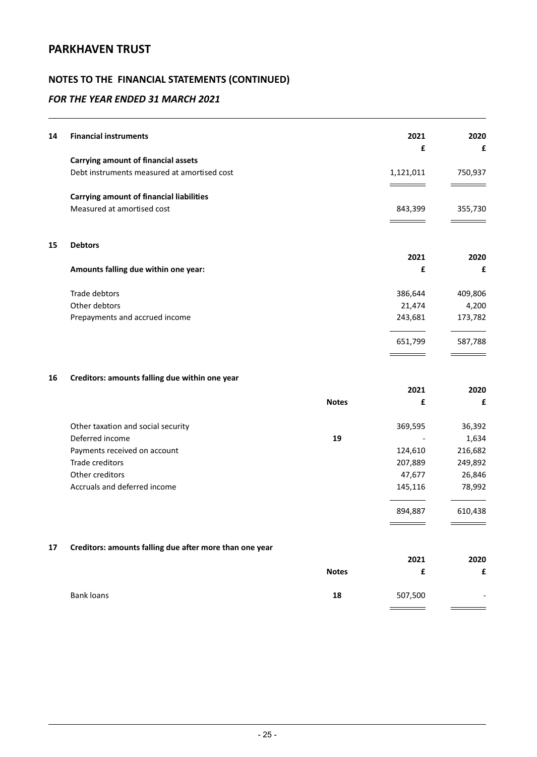## PARKHAVEN TRUST

## NOTES TO THE FINANCIAL STATEMENTS (CONTINUED)

### *FOR THE YEAR ENDED 31 MARCH 2021*

| 14 | Financial instruments | 2021 | 2020 |
|---|---|---|---|
| | | £ | £ |
| | **Carrying amount of financial assets** | | |
| | Debt instruments measured at amortised cost | 1,121,011 | 750,937 |
| | **Carrying amount of financial liabilities** | | |
| | Measured at amortised cost | 843,399 | 355,730 |

| 15 | Debtors | 2021 | 2020 |
|---|---|---|---|
| | **Amounts falling due within one year:** | £ | £ |
| | Trade debtors | 386,644 | 409,806 |
| | Other debtors | 21,474 | 4,200 |
| | Prepayments and accrued income | 243,681 | 173,782 |
| | | 651,799 | 587,788 |

| 16 | Creditors: amounts falling due within one year | | 2021 | 2020 |
|---|---|---|---|---|
| | | **Notes** | £ | £ |
| | Other taxation and social security | | 369,595 | 36,392 |
| | Deferred income | 19 | - | 1,634 |
| | Payments received on account | | 124,610 | 216,682 |
| | Trade creditors | | 207,889 | 249,892 |
| | Other creditors | | 47,677 | 26,846 |
| | Accruals and deferred income | | 145,116 | 78,992 |
| | | | 894,887 | 610,438 |

| 17 | Creditors: amounts falling due after more than one year | | 2021 | 2020 |
|---|---|---|---|---|
| | | **Notes** | £ | £ |
| | Bank loans | 18 | 507,500 | - |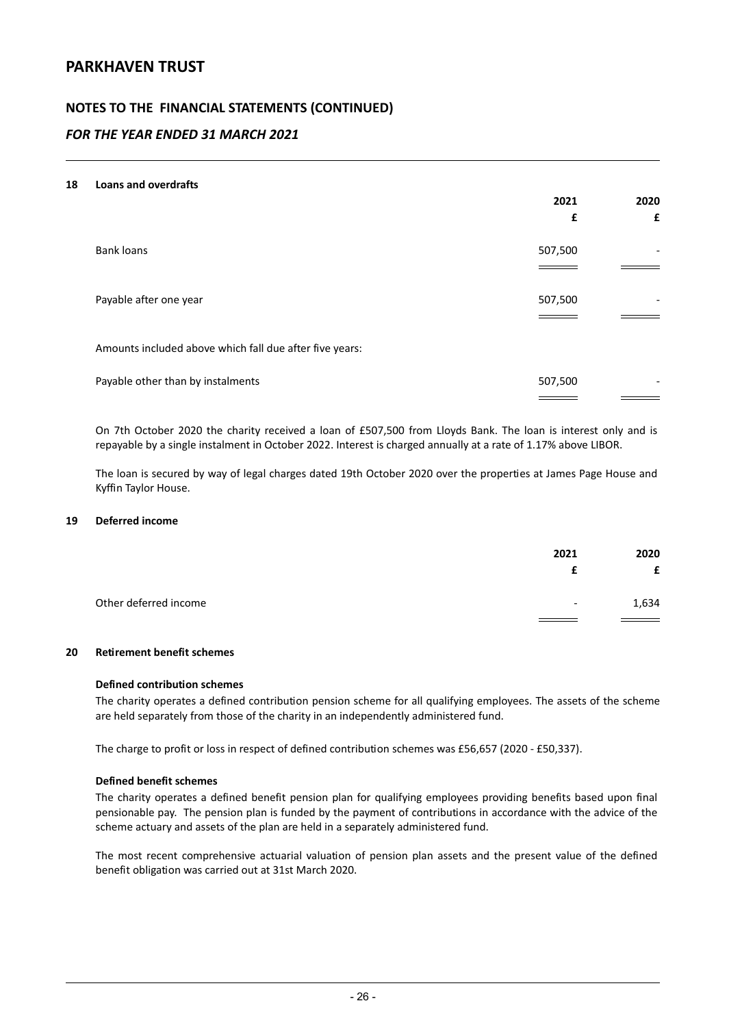# PARKHAVEN TRUST

## NOTES TO THE FINANCIAL STATEMENTS (CONTINUED)

### *FOR THE YEAR ENDED 31 MARCH 2021*

**18 Loans and overdrafts**

| | 2021 | 2020 |
|---|---|---|
| | £ | £ |
| Bank loans | 507,500 | - |
| Payable after one year | 507,500 | - |
| Amounts included above which fall due after five years: | | |
| Payable other than by instalments | 507,500 | - |

On 7th October 2020 the charity received a loan of £507,500 from Lloyds Bank. The loan is interest only and is repayable by a single instalment in October 2022. Interest is charged annually at a rate of 1.17% above LIBOR.

The loan is secured by way of legal charges dated 19th October 2020 over the properties at James Page House and Kyffin Taylor House.

**19 Deferred income**

| | 2021 | 2020 |
|---|---|---|
| | £ | £ |
| Other deferred income | - | 1,634 |

**20 Retirement benefit schemes**

**Defined contribution schemes**

The charity operates a defined contribution pension scheme for all qualifying employees. The assets of the scheme are held separately from those of the charity in an independently administered fund.

The charge to profit or loss in respect of defined contribution schemes was £56,657 (2020 - £50,337).

**Defined benefit schemes**

The charity operates a defined benefit pension plan for qualifying employees providing benefits based upon final pensionable pay. The pension plan is funded by the payment of contributions in accordance with the advice of the scheme actuary and assets of the plan are held in a separately administered fund.

The most recent comprehensive actuarial valuation of pension plan assets and the present value of the defined benefit obligation was carried out at 31st March 2020.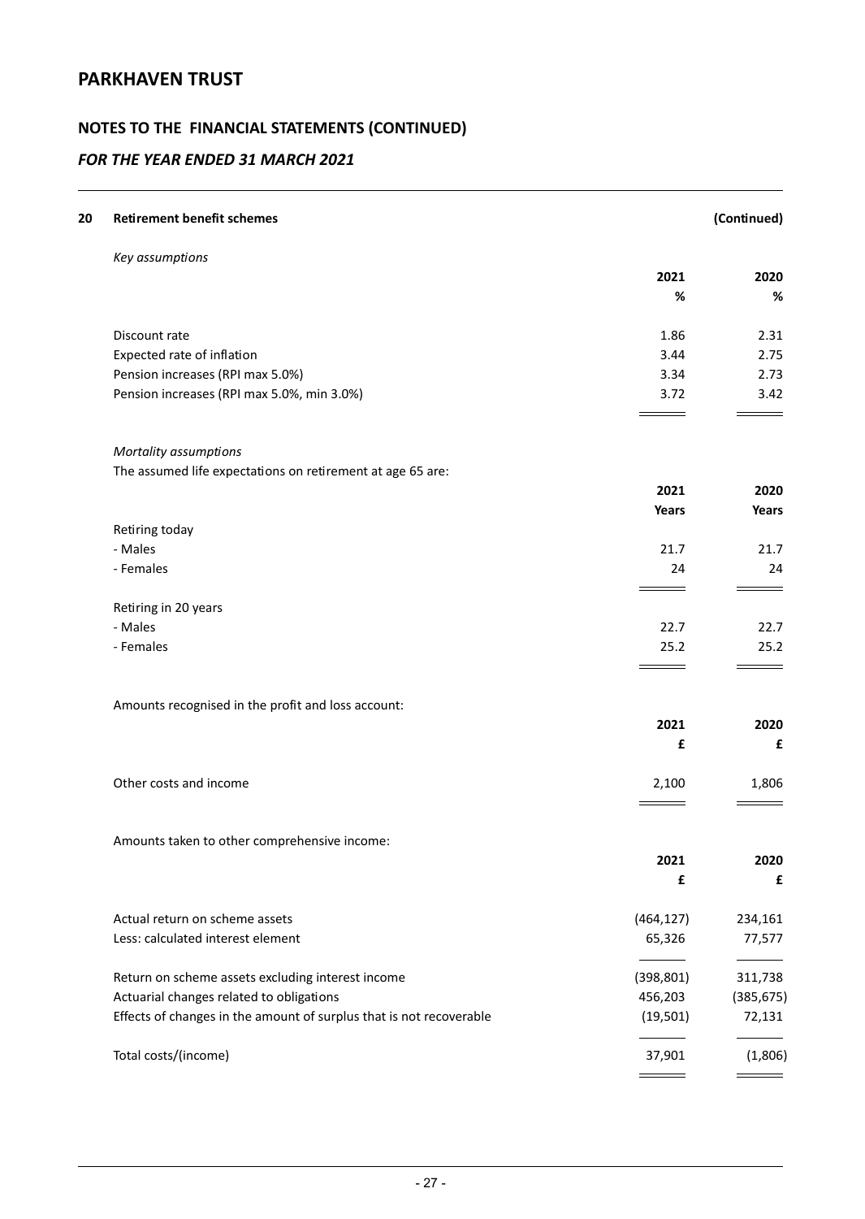## PARKHAVEN TRUST

### NOTES TO THE FINANCIAL STATEMENTS (CONTINUED)

*FOR THE YEAR ENDED 31 MARCH 2021*

**20 Retirement benefit schemes (Continued)**

*Key assumptions*

| | 2021 | 2020 |
|---|---|---|
| | % | % |
| Discount rate | 1.86 | 2.31 |
| Expected rate of inflation | 3.44 | 2.75 |
| Pension increases (RPI max 5.0%) | 3.34 | 2.73 |
| Pension increases (RPI max 5.0%, min 3.0%) | 3.72 | 3.42 |

*Mortality assumptions*

The assumed life expectations on retirement at age 65 are:

| | 2021 | 2020 |
|---|---|---|
| | Years | Years |
| Retiring today | | |
| - Males | 21.7 | 21.7 |
| - Females | 24 | 24 |
| Retiring in 20 years | | |
| - Males | 22.7 | 22.7 |
| - Females | 25.2 | 25.2 |

Amounts recognised in the profit and loss account:

| | 2021 | 2020 |
|---|---|---|
| | £ | £ |
| Other costs and income | 2,100 | 1,806 |

Amounts taken to other comprehensive income:

| | 2021 | 2020 |
|---|---|---|
| | £ | £ |
| Actual return on scheme assets | (464,127) | 234,161 |
| Less: calculated interest element | 65,326 | 77,577 |
| Return on scheme assets excluding interest income | (398,801) | 311,738 |
| Actuarial changes related to obligations | 456,203 | (385,675) |
| Effects of changes in the amount of surplus that is not recoverable | (19,501) | 72,131 |
| Total costs/(income) | 37,901 | (1,806) |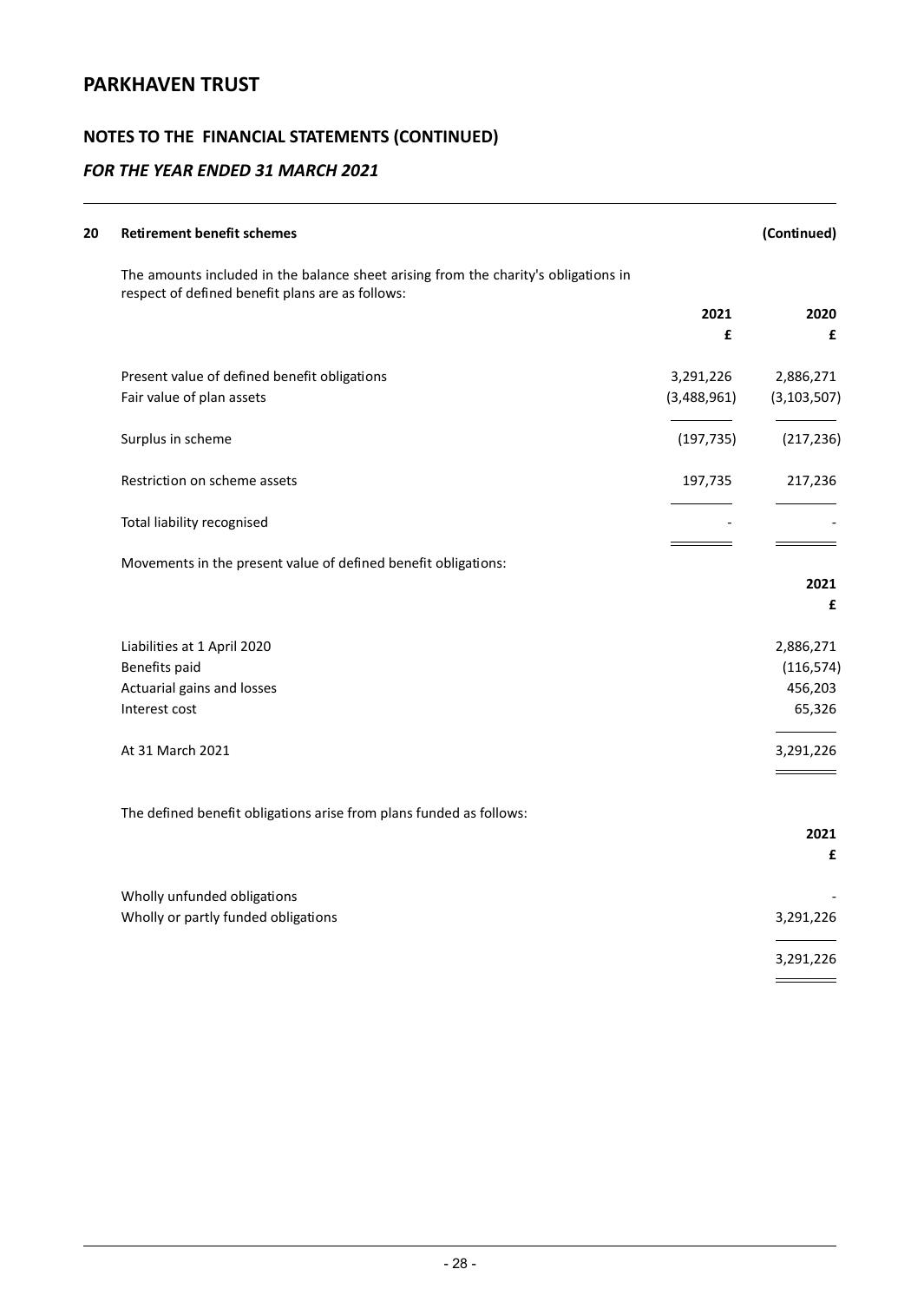# PARKHAVEN TRUST

## NOTES TO THE FINANCIAL STATEMENTS (CONTINUED)

### *FOR THE YEAR ENDED 31 MARCH 2021*

**20 Retirement benefit schemes** **(Continued)**

The amounts included in the balance sheet arising from the charity's obligations in respect of defined benefit plans are as follows:

| | 2021 | 2020 |
|---|---|---|
| | £ | £ |
| Present value of defined benefit obligations | 3,291,226 | 2,886,271 |
| Fair value of plan assets | (3,488,961) | (3,103,507) |
| Surplus in scheme | (197,735) | (217,236) |
| Restriction on scheme assets | 197,735 | 217,236 |
| Total liability recognised | - | - |

Movements in the present value of defined benefit obligations:

| | 2021 |
|---|---|
| | £ |
| Liabilities at 1 April 2020 | 2,886,271 |
| Benefits paid | (116,574) |
| Actuarial gains and losses | 456,203 |
| Interest cost | 65,326 |
| At 31 March 2021 | 3,291,226 |

The defined benefit obligations arise from plans funded as follows:

| | 2021 |
|---|---|
| | £ |
| Wholly unfunded obligations | - |
| Wholly or partly funded obligations | 3,291,226 |
| | 3,291,226 |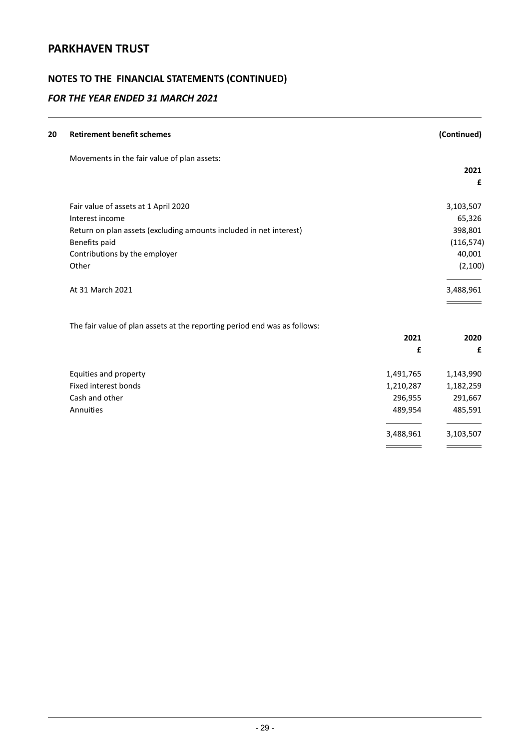## 20 Retirement benefit schemes (Continued)

Movements in the fair value of plan assets:

| | 2021 |
|---|---|
| | £ |
| Fair value of assets at 1 April 2020 | 3,103,507 |
| Interest income | 65,326 |
| Return on plan assets (excluding amounts included in net interest) | 398,801 |
| Benefits paid | (116,574) |
| Contributions by the employer | 40,001 |
| Other | (2,100) |
| At 31 March 2021 | 3,488,961 |

The fair value of plan assets at the reporting period end was as follows:

| | 2021 | 2020 |
|---|---|---|
| | £ | £ |
| Equities and property | 1,491,765 | 1,143,990 |
| Fixed interest bonds | 1,210,287 | 1,182,259 |
| Cash and other | 296,955 | 291,667 |
| Annuities | 489,954 | 485,591 |
| | 3,488,961 | 3,103,507 |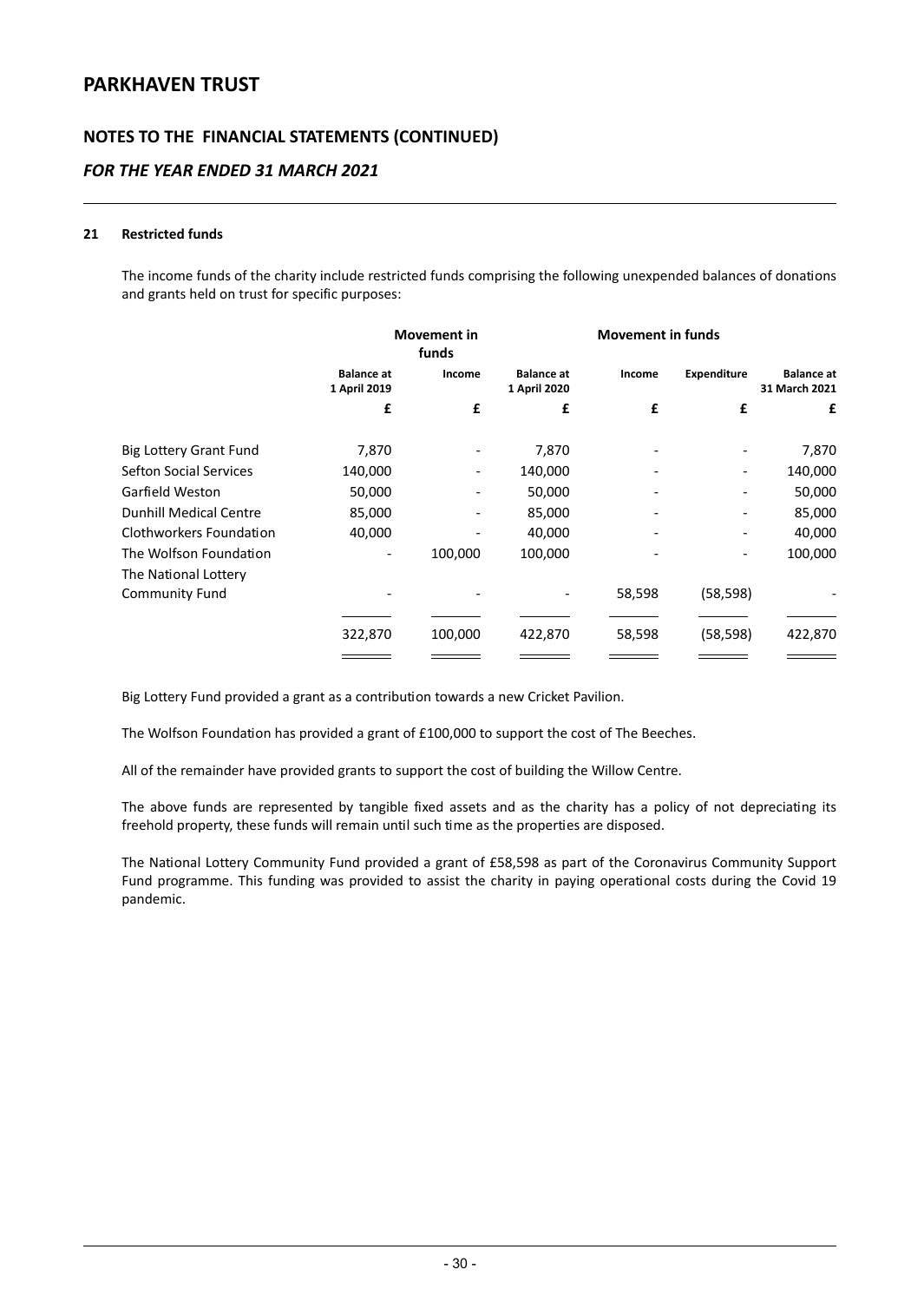## NOTES TO THE FINANCIAL STATEMENTS (CONTINUED)

### *FOR THE YEAR ENDED 31 MARCH 2021*

**21 Restricted funds**

The income funds of the charity include restricted funds comprising the following unexpended balances of donations and grants held on trust for specific purposes:

| | | Movement in funds | | Movement in funds | | |
|---|---|---|---|---|---|---|
| | **Balance at 1 April 2019** | **Income** | **Balance at 1 April 2020** | **Income** | **Expenditure** | **Balance at 31 March 2021** |
| | **£** | **£** | **£** | **£** | **£** | **£** |
| Big Lottery Grant Fund | 7,870 | - | 7,870 | - | - | 7,870 |
| Sefton Social Services | 140,000 | - | 140,000 | - | - | 140,000 |
| Garfield Weston | 50,000 | - | 50,000 | - | - | 50,000 |
| Dunhill Medical Centre | 85,000 | - | 85,000 | - | - | 85,000 |
| Clothworkers Foundation | 40,000 | - | 40,000 | - | - | 40,000 |
| The Wolfson Foundation | - | 100,000 | 100,000 | - | - | 100,000 |
| The National Lottery Community Fund | - | - | - | 58,598 | (58,598) | - |
| | 322,870 | 100,000 | 422,870 | 58,598 | (58,598) | 422,870 |

Big Lottery Fund provided a grant as a contribution towards a new Cricket Pavilion.

The Wolfson Foundation has provided a grant of £100,000 to support the cost of The Beeches.

All of the remainder have provided grants to support the cost of building the Willow Centre.

The above funds are represented by tangible fixed assets and as the charity has a policy of not depreciating its freehold property, these funds will remain until such time as the properties are disposed.

The National Lottery Community Fund provided a grant of £58,598 as part of the Coronavirus Community Support Fund programme. This funding was provided to assist the charity in paying operational costs during the Covid 19 pandemic.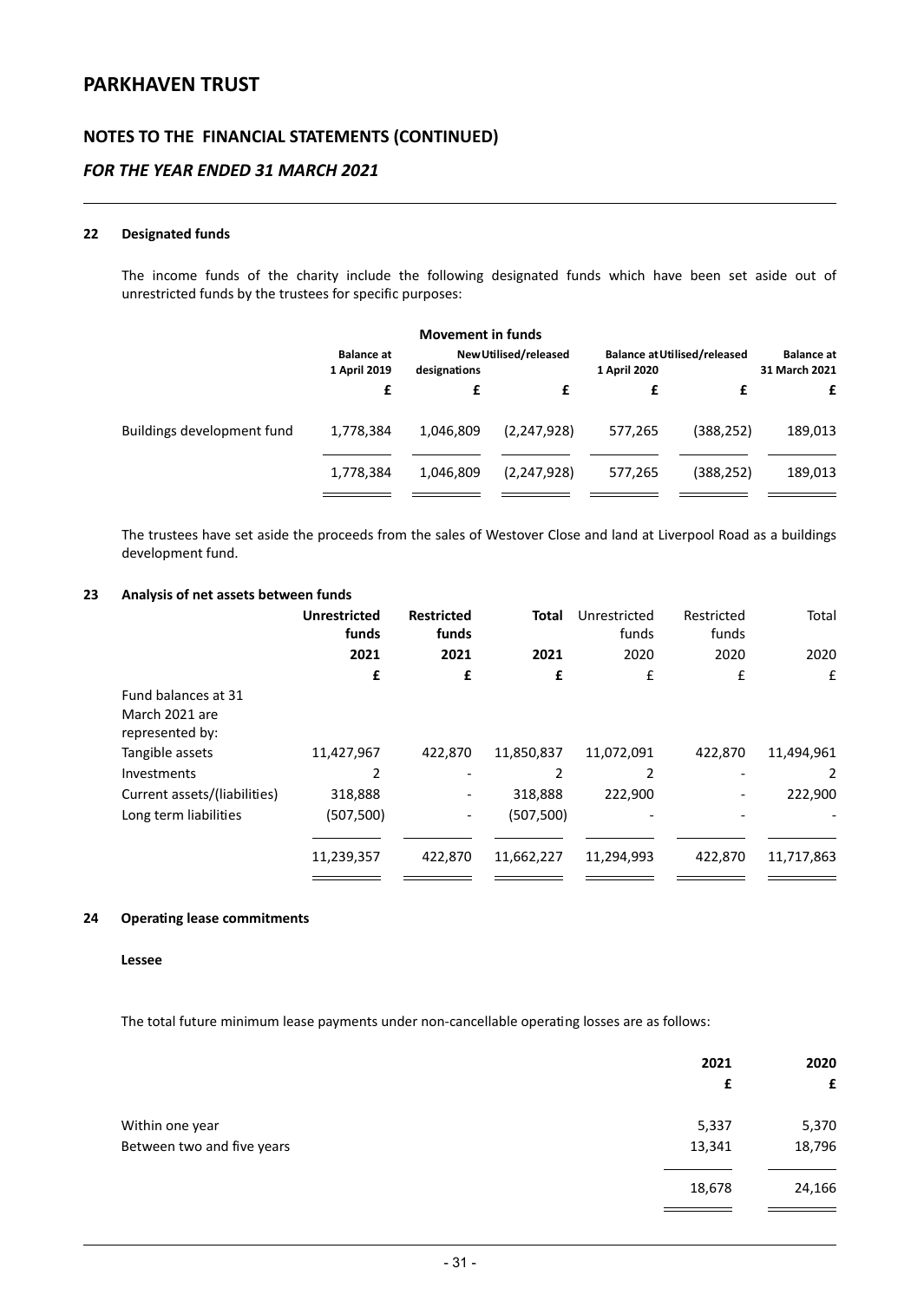## NOTES TO THE FINANCIAL STATEMENTS (CONTINUED)

### *FOR THE YEAR ENDED 31 MARCH 2021*

**22 Designated funds**

The income funds of the charity include the following designated funds which have been set aside out of unrestricted funds by the trustees for specific purposes:

| | Movement in funds | | | | | |
|---|---|---|---|---|---|---|
| | Balance at 1 April 2019 | New designations | Utilised/released | Balance at 1 April 2020 | Utilised/released | Balance at 31 March 2021 |
| | £ | £ | £ | £ | £ | £ |
| Buildings development fund | 1,778,384 | 1,046,809 | (2,247,928) | 577,265 | (388,252) | 189,013 |
| | 1,778,384 | 1,046,809 | (2,247,928) | 577,265 | (388,252) | 189,013 |

The trustees have set aside the proceeds from the sales of Westover Close and land at Liverpool Road as a buildings development fund.

**23 Analysis of net assets between funds**

| | Unrestricted funds | Restricted funds | Total | Unrestricted funds | Restricted funds | Total |
|---|---|---|---|---|---|---|
| | 2021 | 2021 | 2021 | 2020 | 2020 | 2020 |
| | £ | £ | £ | £ | £ | £ |
| Fund balances at 31 March 2021 are represented by: | | | | | | |
| Tangible assets | 11,427,967 | 422,870 | 11,850,837 | 11,072,091 | 422,870 | 11,494,961 |
| Investments | 2 | - | 2 | 2 | - | 2 |
| Current assets/(liabilities) | 318,888 | - | 318,888 | 222,900 | - | 222,900 |
| Long term liabilities | (507,500) | - | (507,500) | - | - | - |
| | 11,239,357 | 422,870 | 11,662,227 | 11,294,993 | 422,870 | 11,717,863 |

**24 Operating lease commitments**

**Lessee**

The total future minimum lease payments under non-cancellable operating losses are as follows:

| | 2021 | 2020 |
|---|---|---|
| | £ | £ |
| Within one year | 5,337 | 5,370 |
| Between two and five years | 13,341 | 18,796 |
| | 18,678 | 24,166 |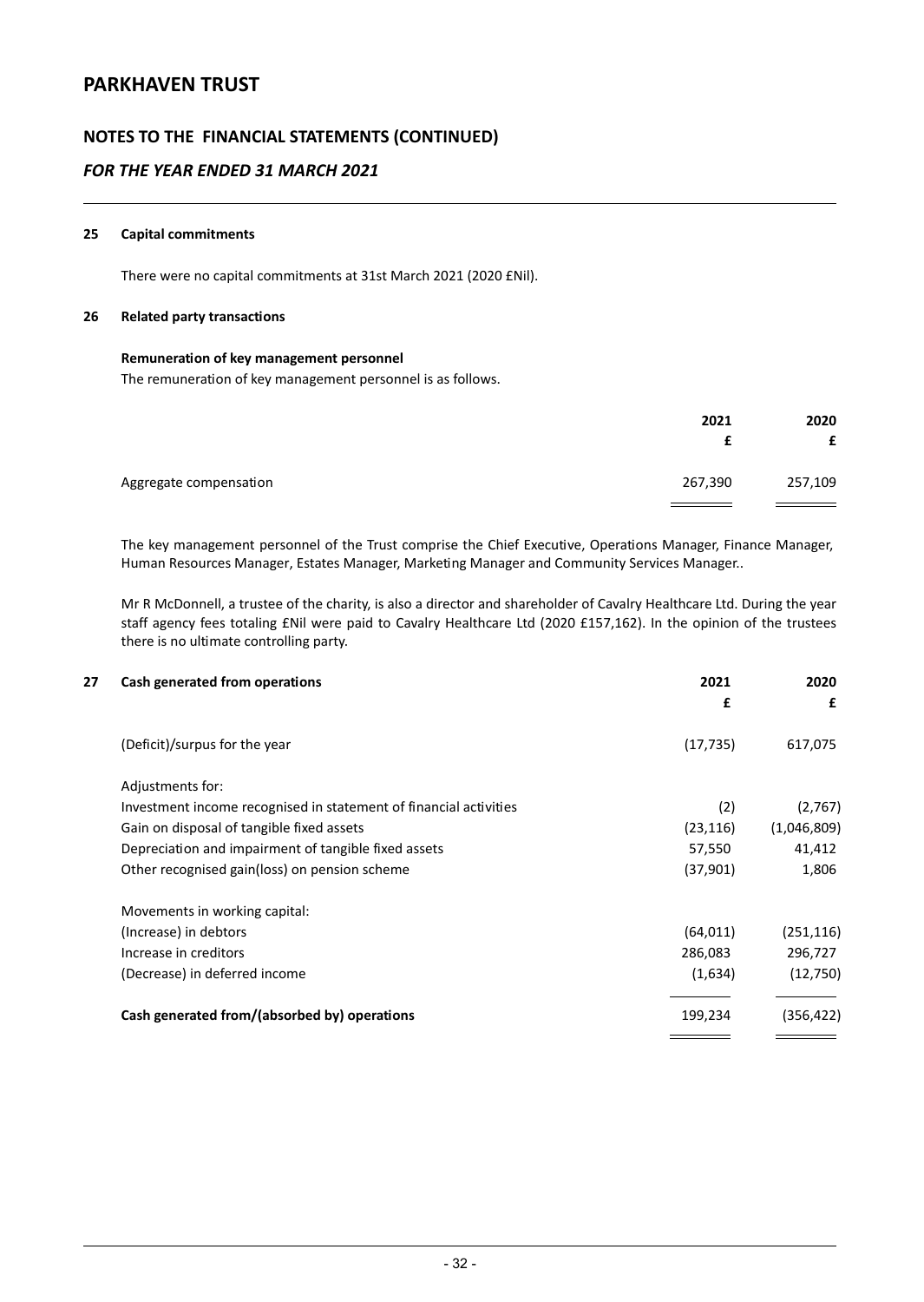## 25 Capital commitments

There were no capital commitments at 31st March 2021 (2020 £Nil).

## 26 Related party transactions

**Remuneration of key management personnel**

The remuneration of key management personnel is as follows.

| | 2021 | 2020 |
|---|---|---|
| | £ | £ |
| Aggregate compensation | 267,390 | 257,109 |

The key management personnel of the Trust comprise the Chief Executive, Operations Manager, Finance Manager, Human Resources Manager, Estates Manager, Marketing Manager and Community Services Manager..

Mr R McDonnell, a trustee of the charity, is also a director and shareholder of Cavalry Healthcare Ltd. During the year staff agency fees totaling £Nil were paid to Cavalry Healthcare Ltd (2020 £157,162). In the opinion of the trustees there is no ultimate controlling party.

## 27 Cash generated from operations

| | 2021 | 2020 |
|---|---|---|
| | £ | £ |
| (Deficit)/surpus for the year | (17,735) | 617,075 |
| Adjustments for: | | |
| Investment income recognised in statement of financial activities | (2) | (2,767) |
| Gain on disposal of tangible fixed assets | (23,116) | (1,046,809) |
| Depreciation and impairment of tangible fixed assets | 57,550 | 41,412 |
| Other recognised gain(loss) on pension scheme | (37,901) | 1,806 |
| Movements in working capital: | | |
| (Increase) in debtors | (64,011) | (251,116) |
| Increase in creditors | 286,083 | 296,727 |
| (Decrease) in deferred income | (1,634) | (12,750) |
| **Cash generated from/(absorbed by) operations** | 199,234 | (356,422) |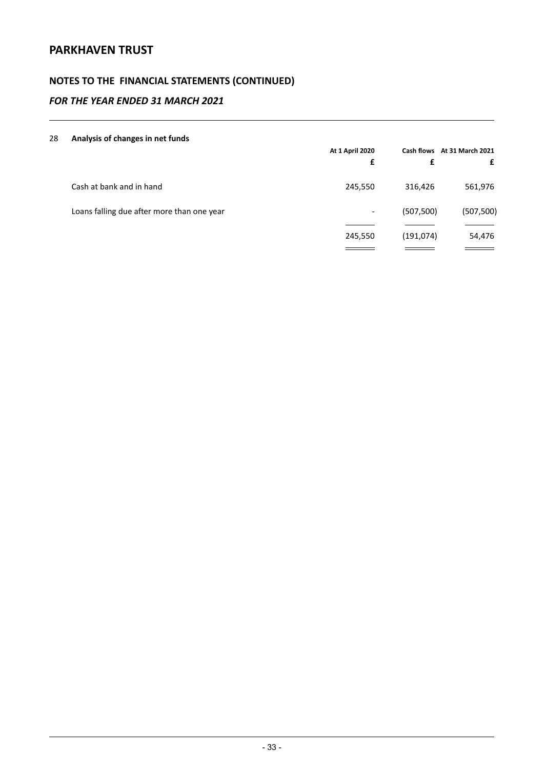# PARKHAVEN TRUST

## NOTES TO THE FINANCIAL STATEMENTS (CONTINUED)

### *FOR THE YEAR ENDED 31 MARCH 2021*

**28 Analysis of changes in net funds**

| | At 1 April 2020 | Cash flows | At 31 March 2021 |
|---|---|---|---|
| | £ | £ | £ |
| Cash at bank and in hand | 245,550 | 316,426 | 561,976 |
| Loans falling due after more than one year | - | (507,500) | (507,500) |
| | 245,550 | (191,074) | 54,476 |